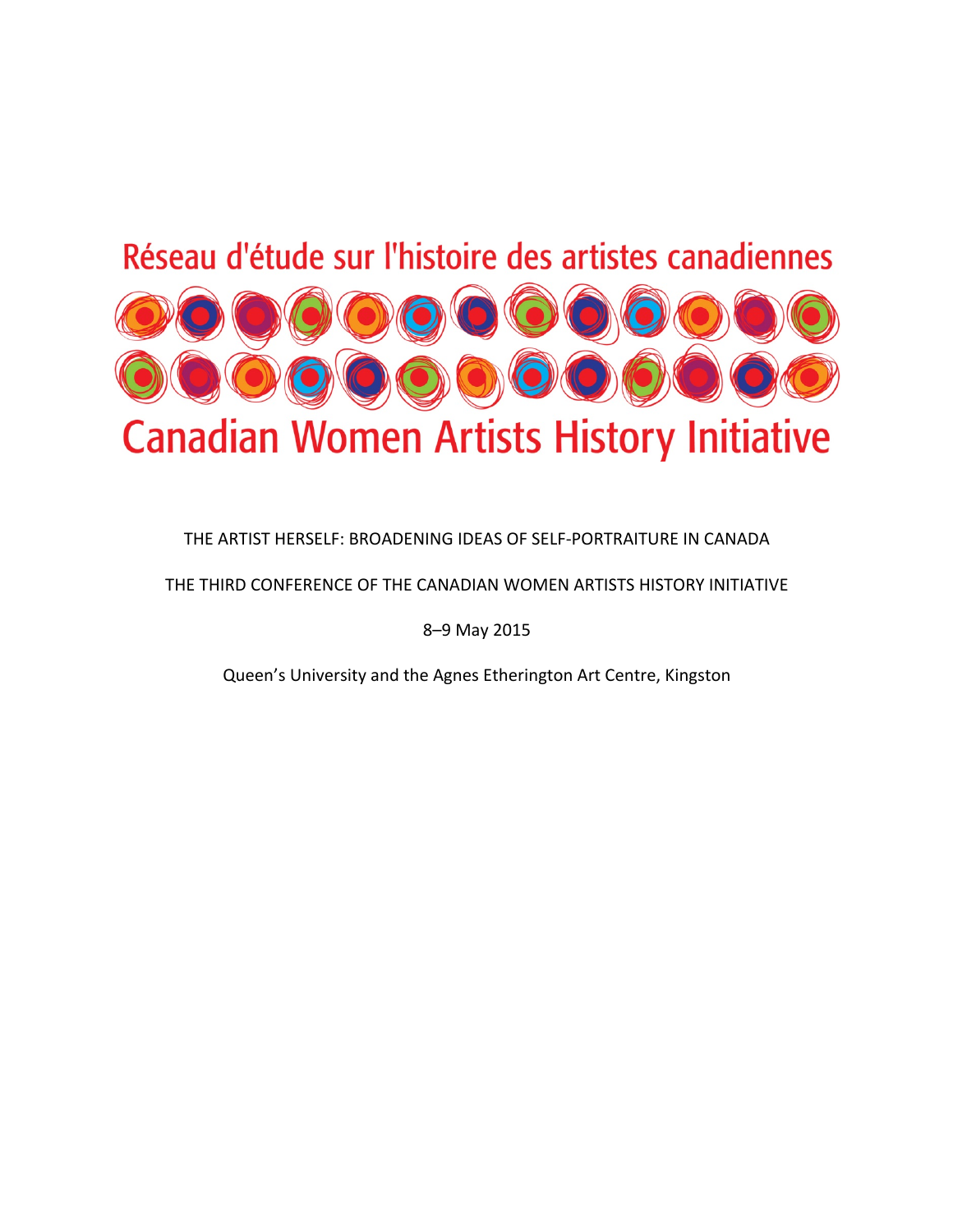Réseau d'étude sur l'histoire des artistes canadiennes

Canadian Women Artists History Initiative

THE ARTIST HERSELF: BROADENING IDEAS OF SELF-PORTRAITURE IN CANADA

THE THIRD CONFERENCE OF THE CANADIAN WOMEN ARTISTS HISTORY INITIATIVE

8–9 May 2015

Queen's University and the Agnes Etherington Art Centre, Kingston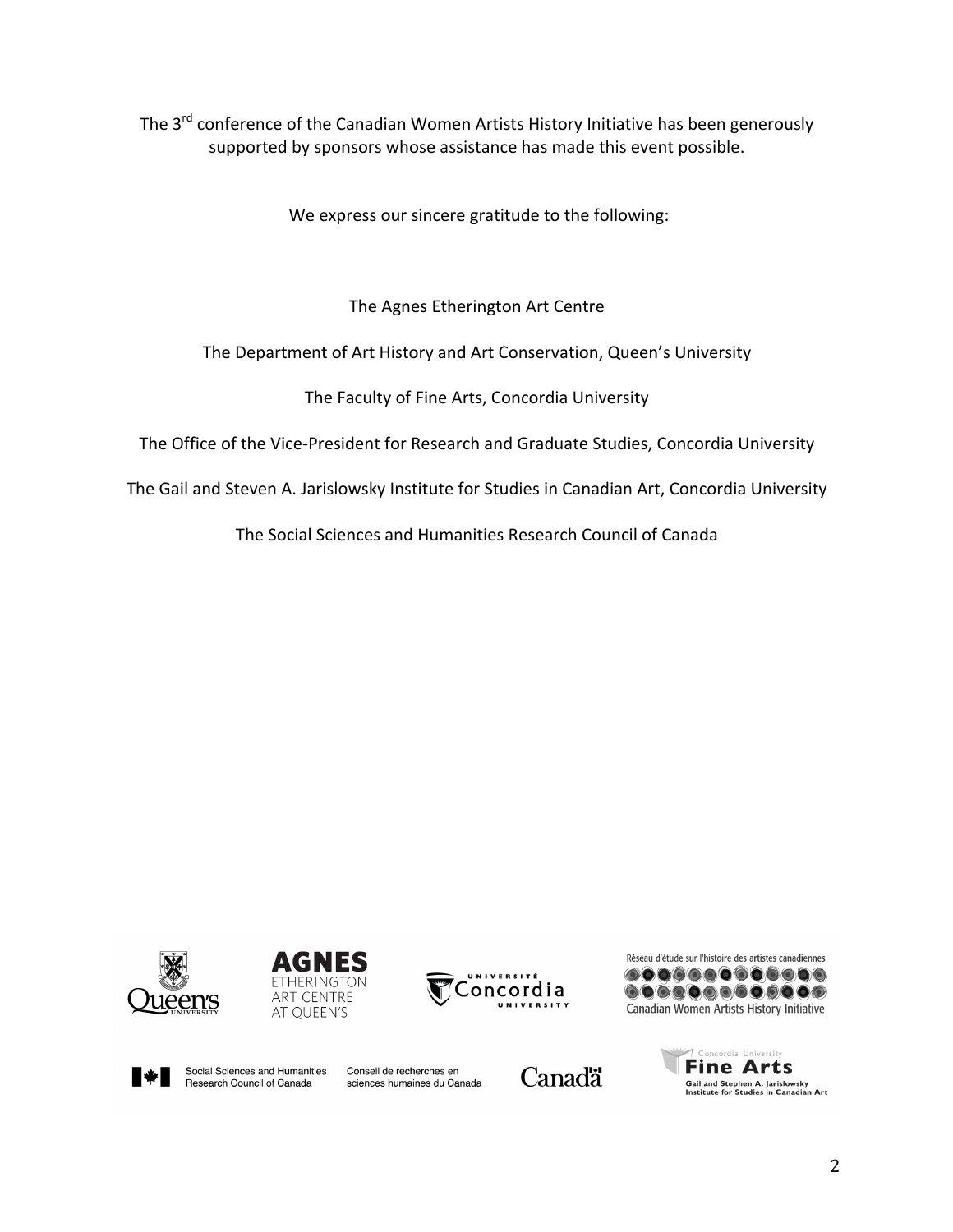The 3rd conference of the Canadian Women Artists History Initiative has been generously supported by sponsors whose assistance has made this event possible.

We express our sincere gratitude to the following:

The Agnes Etherington Art Centre

The Department of Art History and Art Conservation, Queen's University

The Faculty of Fine Arts, Concordia University

The Office of the Vice-President for Research and Graduate Studies, Concordia University

The Gail and Steven A. Jarislowsky Institute for Studies in Canadian Art, Concordia University

The Social Sciences and Humanities Research Council of Canada

Queen's University

AGNES ETHERINGTON ART CENTRE AT QUEEN'S

Université Concordia University

Réseau d'étude sur l'histoire des artistes canadiennes
Canadian Women Artists History Initiative

Social Sciences and Humanities Research Council of Canada

Conseil de recherches en sciences humaines du Canada

Canada

Concordia University Fine Arts
Gail and Stephen A. Jarislowsky Institute for Studies in Canadian Art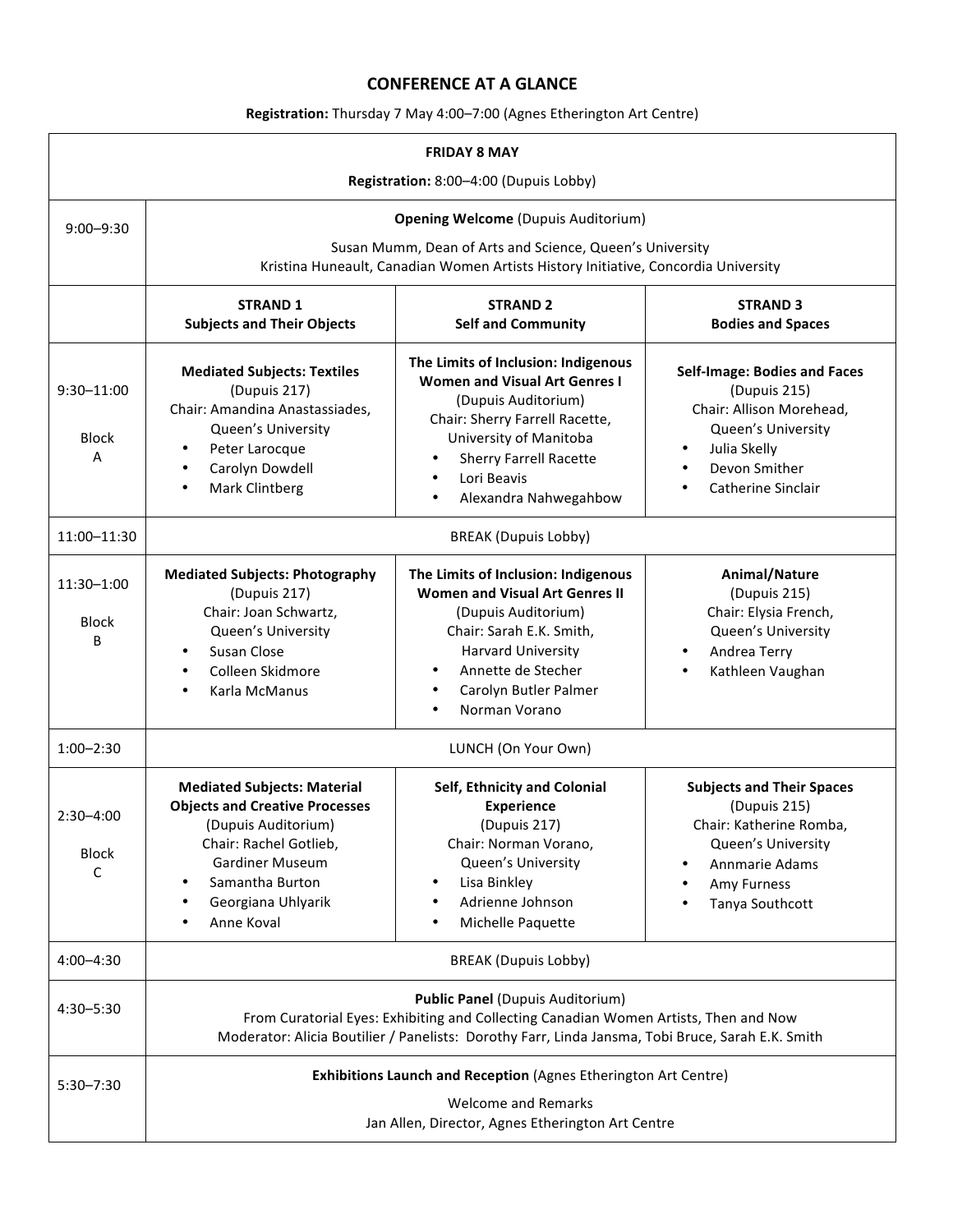# CONFERENCE AT A GLANCE

**Registration:** Thursday 7 May 4:00–7:00 (Agnes Etherington Art Centre)

## FRIDAY 8 MAY

**Registration:** 8:00–4:00 (Dupuis Lobby)

| Time | STRAND 1<br>Subjects and Their Objects | STRAND 2<br>Self and Community | STRAND 3<br>Bodies and Spaces |
|---|---|---|---|
| 9:00–9:30 | **Opening Welcome** (Dupuis Auditorium)<br>Susan Mumm, Dean of Arts and Science, Queen's University<br>Kristina Huneault, Canadian Women Artists History Initiative, Concordia University | | |
| 9:30–11:00<br>Block A | **Mediated Subjects: Textiles**<br>(Dupuis 217)<br>Chair: Amandina Anastassiades, Queen's University<br>• Peter Larocque<br>• Carolyn Dowdell<br>• Mark Clintberg | **The Limits of Inclusion: Indigenous Women and Visual Art Genres I**<br>(Dupuis Auditorium)<br>Chair: Sherry Farrell Racette, University of Manitoba<br>• Sherry Farrell Racette<br>• Lori Beavis<br>• Alexandra Nahwegahbow | **Self-Image: Bodies and Faces**<br>(Dupuis 215)<br>Chair: Allison Morehead, Queen's University<br>• Julia Skelly<br>• Devon Smither<br>• Catherine Sinclair |
| 11:00–11:30 | BREAK (Dupuis Lobby) | | |
| 11:30–1:00<br>Block B | **Mediated Subjects: Photography**<br>(Dupuis 217)<br>Chair: Joan Schwartz, Queen's University<br>• Susan Close<br>• Colleen Skidmore<br>• Karla McManus | **The Limits of Inclusion: Indigenous Women and Visual Art Genres II**<br>(Dupuis Auditorium)<br>Chair: Sarah E.K. Smith, Harvard University<br>• Annette de Stecher<br>• Carolyn Butler Palmer<br>• Norman Vorano | **Animal/Nature**<br>(Dupuis 215)<br>Chair: Elysia French, Queen's University<br>• Andrea Terry<br>• Kathleen Vaughan |
| 1:00–2:30 | LUNCH (On Your Own) | | |
| 2:30–4:00<br>Block C | **Mediated Subjects: Material Objects and Creative Processes**<br>(Dupuis Auditorium)<br>Chair: Rachel Gotlieb, Gardiner Museum<br>• Samantha Burton<br>• Georgiana Uhlyarik<br>• Anne Koval | **Self, Ethnicity and Colonial Experience**<br>(Dupuis 217)<br>Chair: Norman Vorano, Queen's University<br>• Lisa Binkley<br>• Adrienne Johnson<br>• Michelle Paquette | **Subjects and Their Spaces**<br>(Dupuis 215)<br>Chair: Katherine Romba, Queen's University<br>• Annmarie Adams<br>• Amy Furness<br>• Tanya Southcott |
| 4:00–4:30 | BREAK (Dupuis Lobby) | | |
| 4:30–5:30 | **Public Panel** (Dupuis Auditorium)<br>From Curatorial Eyes: Exhibiting and Collecting Canadian Women Artists, Then and Now<br>Moderator: Alicia Boutilier / Panelists: Dorothy Farr, Linda Jansma, Tobi Bruce, Sarah E.K. Smith | | |
| 5:30–7:30 | **Exhibitions Launch and Reception** (Agnes Etherington Art Centre)<br>Welcome and Remarks<br>Jan Allen, Director, Agnes Etherington Art Centre | | |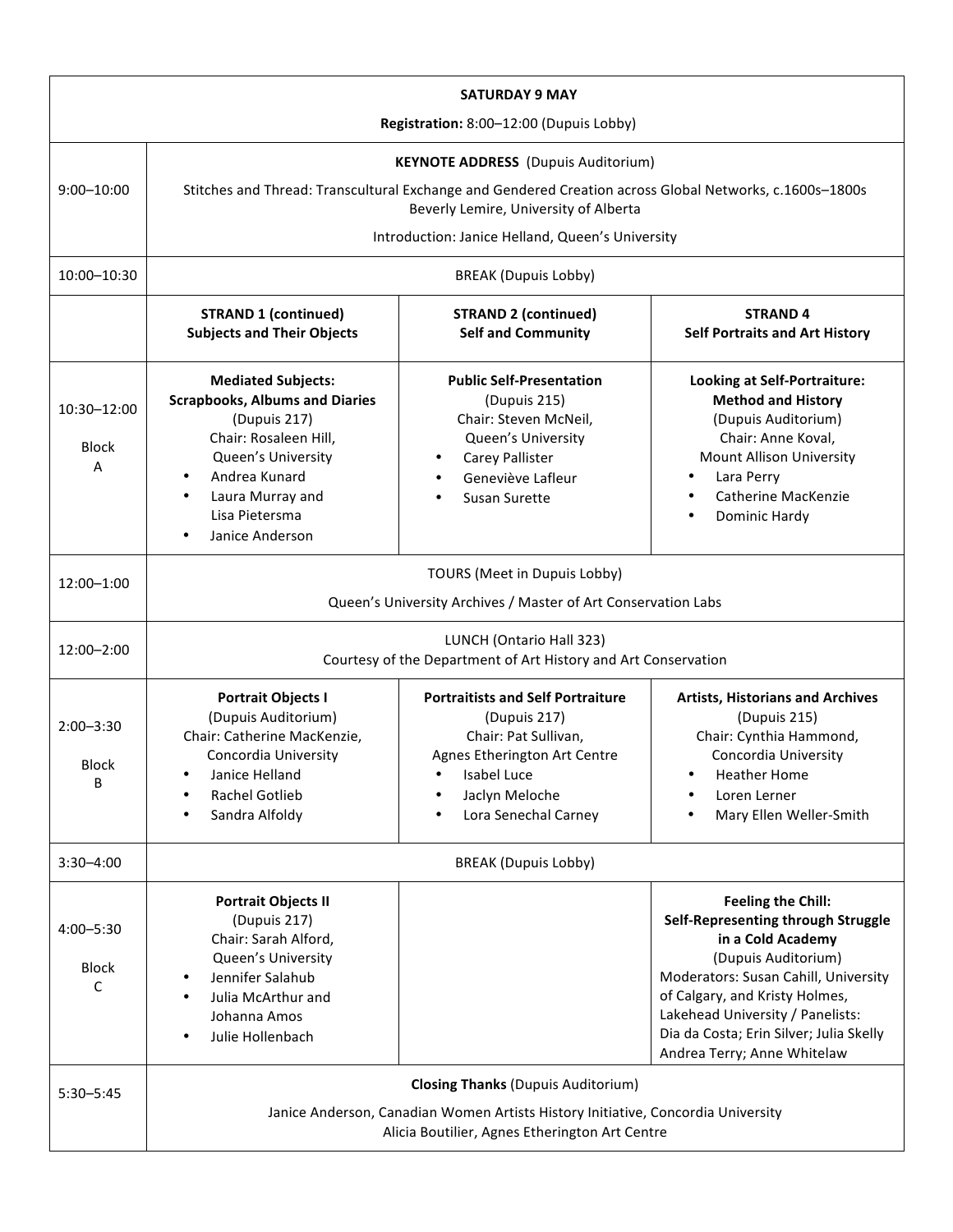| SATURDAY 9 MAY<br>**Registration:** 8:00–12:00 (Dupuis Lobby) | | | |
|---|---|---|---|
| 9:00–10:00 | **KEYNOTE ADDRESS** (Dupuis Auditorium)<br>Stitches and Thread: Transcultural Exchange and Gendered Creation across Global Networks, c.1600s–1800s<br>Beverly Lemire, University of Alberta<br>Introduction: Janice Helland, Queen's University | | |
| 10:00–10:30 | BREAK (Dupuis Lobby) | | |
| | **STRAND 1 (continued)**<br>**Subjects and Their Objects** | **STRAND 2 (continued)**<br>**Self and Community** | **STRAND 4**<br>**Self Portraits and Art History** |
| 10:30–12:00<br>Block A | **Mediated Subjects: Scrapbooks, Albums and Diaries**<br>(Dupuis 217)<br>Chair: Rosaleen Hill, Queen's University<br>• Andrea Kunard<br>• Laura Murray and Lisa Pietersma<br>• Janice Anderson | **Public Self-Presentation**<br>(Dupuis 215)<br>Chair: Steven McNeil, Queen's University<br>• Carey Pallister<br>• Geneviève Lafleur<br>• Susan Surette | **Looking at Self-Portraiture: Method and History**<br>(Dupuis Auditorium)<br>Chair: Anne Koval, Mount Allison University<br>• Lara Perry<br>• Catherine MacKenzie<br>• Dominic Hardy |
| 12:00–1:00 | TOURS (Meet in Dupuis Lobby)<br>Queen's University Archives / Master of Art Conservation Labs | | |
| 12:00–2:00 | LUNCH (Ontario Hall 323)<br>Courtesy of the Department of Art History and Art Conservation | | |
| 2:00–3:30<br>Block B | **Portrait Objects I**<br>(Dupuis Auditorium)<br>Chair: Catherine MacKenzie, Concordia University<br>• Janice Helland<br>• Rachel Gotlieb<br>• Sandra Alfoldy | **Portraitists and Self Portraiture**<br>(Dupuis 217)<br>Chair: Pat Sullivan, Agnes Etherington Art Centre<br>• Isabel Luce<br>• Jaclyn Meloche<br>• Lora Senechal Carney | **Artists, Historians and Archives**<br>(Dupuis 215)<br>Chair: Cynthia Hammond, Concordia University<br>• Heather Home<br>• Loren Lerner<br>• Mary Ellen Weller-Smith |
| 3:30–4:00 | BREAK (Dupuis Lobby) | | |
| 4:00–5:30<br>Block C | **Portrait Objects II**<br>(Dupuis 217)<br>Chair: Sarah Alford, Queen's University<br>• Jennifer Salahub<br>• Julia McArthur and Johanna Amos<br>• Julie Hollenbach | | **Feeling the Chill: Self-Representing through Struggle in a Cold Academy**<br>(Dupuis Auditorium)<br>Moderators: Susan Cahill, University of Calgary, and Kristy Holmes, Lakehead University / Panelists: Dia da Costa; Erin Silver; Julia Skelly Andrea Terry; Anne Whitelaw |
| 5:30–5:45 | **Closing Thanks** (Dupuis Auditorium)<br>Janice Anderson, Canadian Women Artists History Initiative, Concordia University<br>Alicia Boutilier, Agnes Etherington Art Centre | | |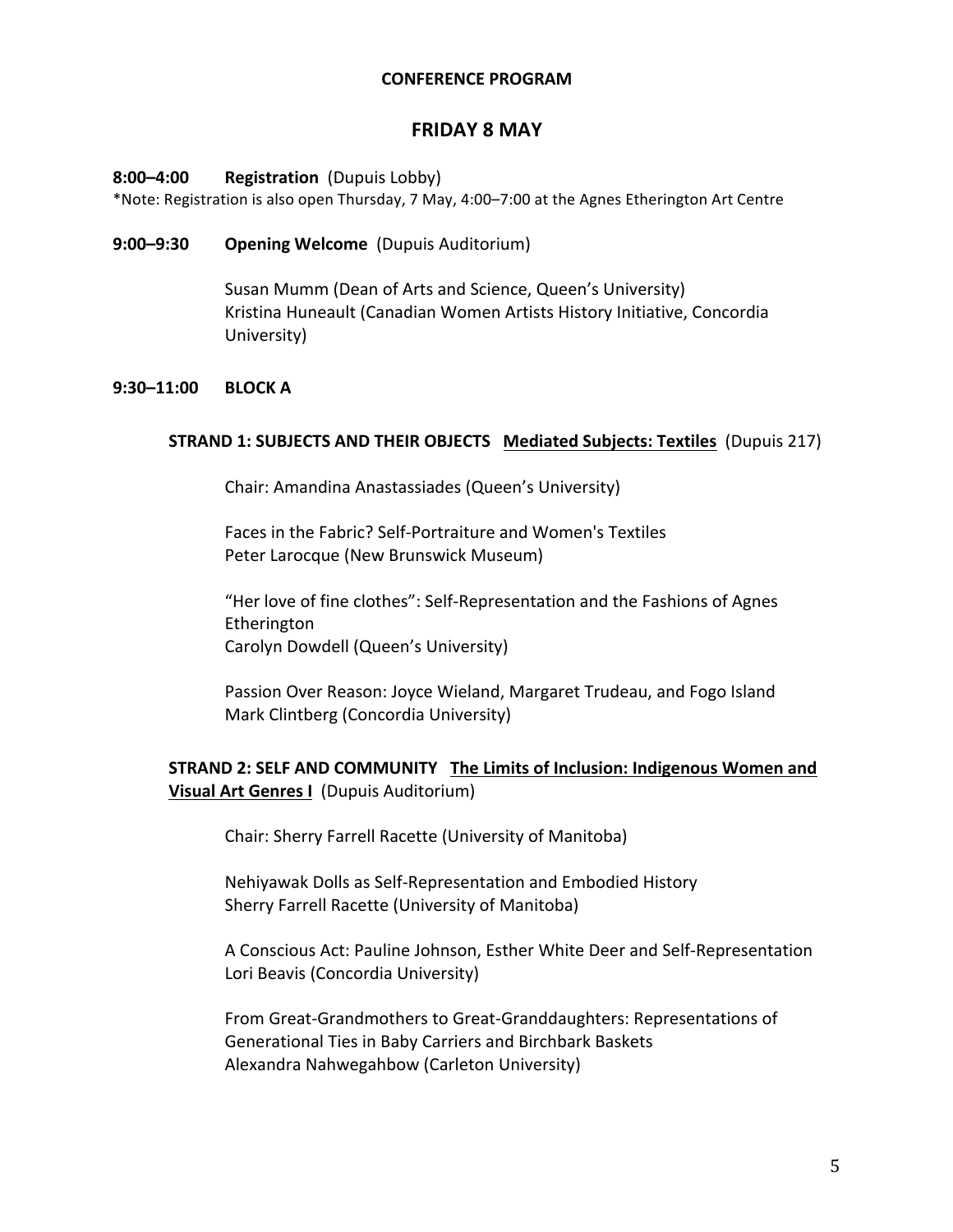**CONFERENCE PROGRAM**

## FRIDAY 8 MAY

**8:00–4:00 Registration** (Dupuis Lobby)

*Note: Registration is also open Thursday, 7 May, 4:00–7:00 at the Agnes Etherington Art Centre

**9:00–9:30 Opening Welcome** (Dupuis Auditorium)

Susan Mumm (Dean of Arts and Science, Queen's University)
Kristina Huneault (Canadian Women Artists History Initiative, Concordia University)

**9:30–11:00 BLOCK A**

**STRAND 1: SUBJECTS AND THEIR OBJECTS** <u>**Mediated Subjects: Textiles**</u> (Dupuis 217)

Chair: Amandina Anastassiades (Queen's University)

Faces in the Fabric? Self-Portraiture and Women's Textiles
Peter Larocque (New Brunswick Museum)

"Her love of fine clothes": Self-Representation and the Fashions of Agnes Etherington
Carolyn Dowdell (Queen's University)

Passion Over Reason: Joyce Wieland, Margaret Trudeau, and Fogo Island
Mark Clintberg (Concordia University)

**STRAND 2: SELF AND COMMUNITY** <u>**The Limits of Inclusion: Indigenous Women and Visual Art Genres I**</u> (Dupuis Auditorium)

Chair: Sherry Farrell Racette (University of Manitoba)

Nehiyawak Dolls as Self-Representation and Embodied History
Sherry Farrell Racette (University of Manitoba)

A Conscious Act: Pauline Johnson, Esther White Deer and Self-Representation
Lori Beavis (Concordia University)

From Great-Grandmothers to Great-Granddaughters: Representations of Generational Ties in Baby Carriers and Birchbark Baskets
Alexandra Nahwegahbow (Carleton University)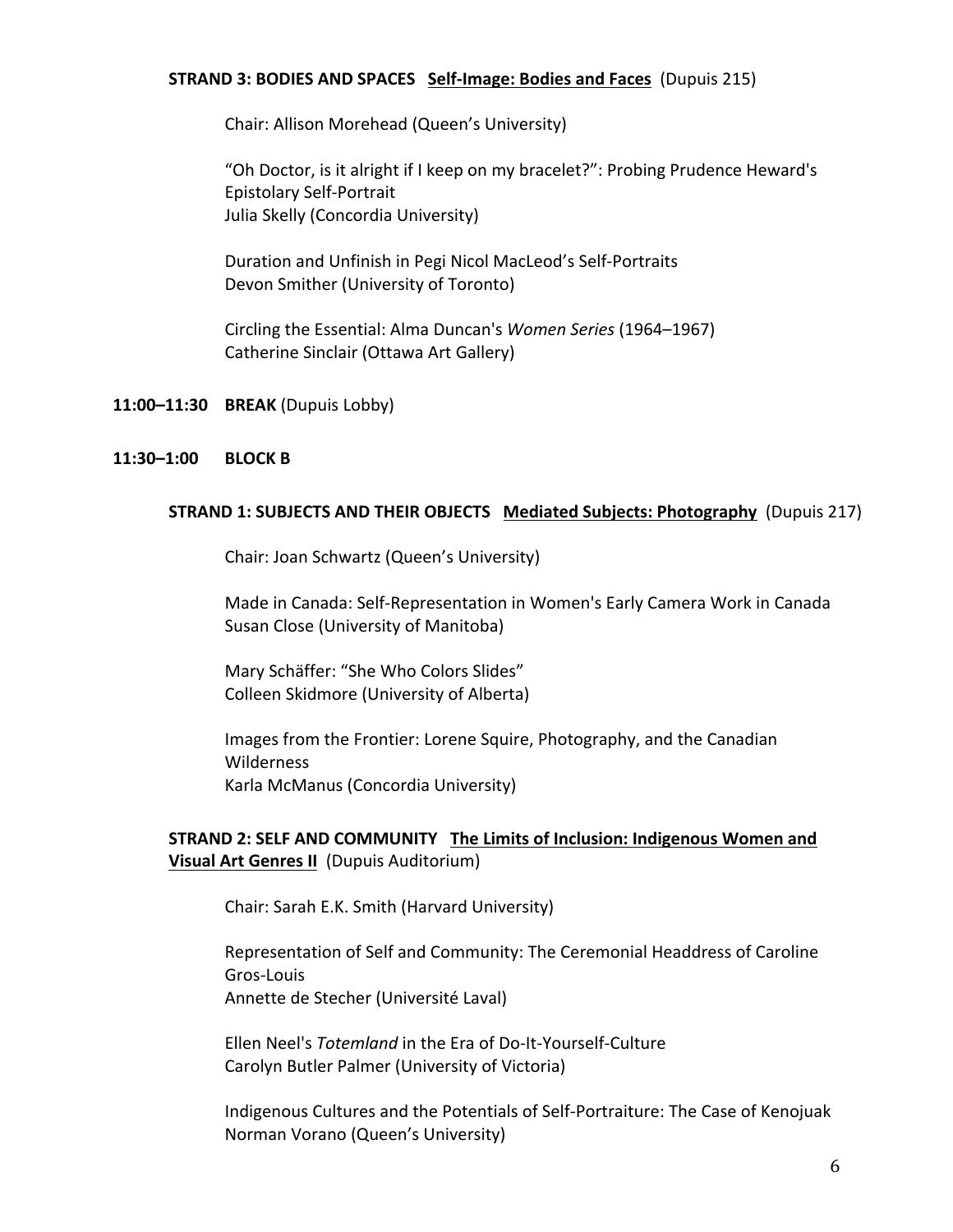**STRAND 3: BODIES AND SPACES** **Self-Image: Bodies and Faces** (Dupuis 215)

Chair: Allison Morehead (Queen's University)

"Oh Doctor, is it alright if I keep on my bracelet?": Probing Prudence Heward's Epistolary Self-Portrait
Julia Skelly (Concordia University)

Duration and Unfinish in Pegi Nicol MacLeod's Self-Portraits
Devon Smither (University of Toronto)

Circling the Essential: Alma Duncan's *Women Series* (1964–1967)
Catherine Sinclair (Ottawa Art Gallery)

**11:00–11:30** **BREAK** (Dupuis Lobby)

**11:30–1:00** **BLOCK B**

**STRAND 1: SUBJECTS AND THEIR OBJECTS** **Mediated Subjects: Photography** (Dupuis 217)

Chair: Joan Schwartz (Queen's University)

Made in Canada: Self-Representation in Women's Early Camera Work in Canada
Susan Close (University of Manitoba)

Mary Schäffer: "She Who Colors Slides"
Colleen Skidmore (University of Alberta)

Images from the Frontier: Lorene Squire, Photography, and the Canadian Wilderness
Karla McManus (Concordia University)

**STRAND 2: SELF AND COMMUNITY** **The Limits of Inclusion: Indigenous Women and Visual Art Genres II** (Dupuis Auditorium)

Chair: Sarah E.K. Smith (Harvard University)

Representation of Self and Community: The Ceremonial Headdress of Caroline Gros-Louis
Annette de Stecher (Université Laval)

Ellen Neel's *Totemland* in the Era of Do-It-Yourself-Culture
Carolyn Butler Palmer (University of Victoria)

Indigenous Cultures and the Potentials of Self-Portraiture: The Case of Kenojuak
Norman Vorano (Queen's University)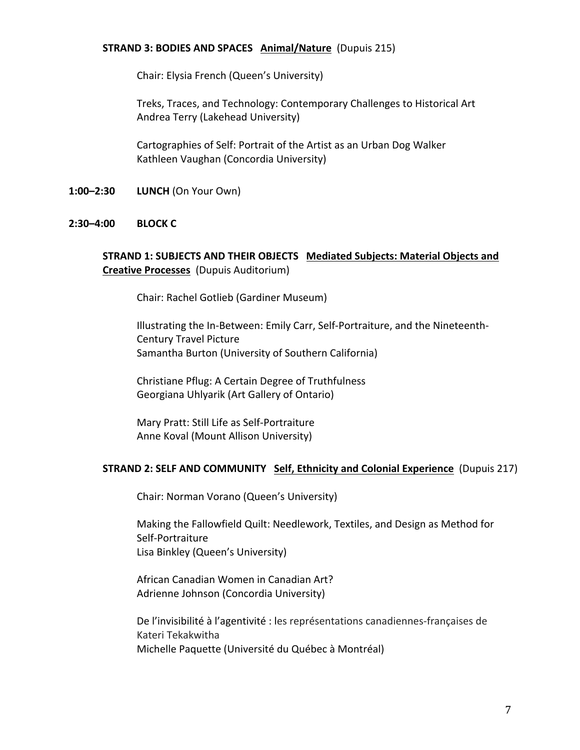**STRAND 3: BODIES AND SPACES** **Animal/Nature** (Dupuis 215)

Chair: Elysia French (Queen's University)

Treks, Traces, and Technology: Contemporary Challenges to Historical Art
Andrea Terry (Lakehead University)

Cartographies of Self: Portrait of the Artist as an Urban Dog Walker
Kathleen Vaughan (Concordia University)

**1:00–2:30** **LUNCH** (On Your Own)

**2:30–4:00** **BLOCK C**

**STRAND 1: SUBJECTS AND THEIR OBJECTS** **Mediated Subjects: Material Objects and Creative Processes** (Dupuis Auditorium)

Chair: Rachel Gotlieb (Gardiner Museum)

Illustrating the In-Between: Emily Carr, Self-Portraiture, and the Nineteenth-Century Travel Picture
Samantha Burton (University of Southern California)

Christiane Pflug: A Certain Degree of Truthfulness
Georgiana Uhlyarik (Art Gallery of Ontario)

Mary Pratt: Still Life as Self-Portraiture
Anne Koval (Mount Allison University)

**STRAND 2: SELF AND COMMUNITY** **Self, Ethnicity and Colonial Experience** (Dupuis 217)

Chair: Norman Vorano (Queen's University)

Making the Fallowfield Quilt: Needlework, Textiles, and Design as Method for Self-Portraiture
Lisa Binkley (Queen's University)

African Canadian Women in Canadian Art?
Adrienne Johnson (Concordia University)

De l'invisibilité à l'agentivité : les représentations canadiennes-françaises de Kateri Tekakwitha
Michelle Paquette (Université du Québec à Montréal)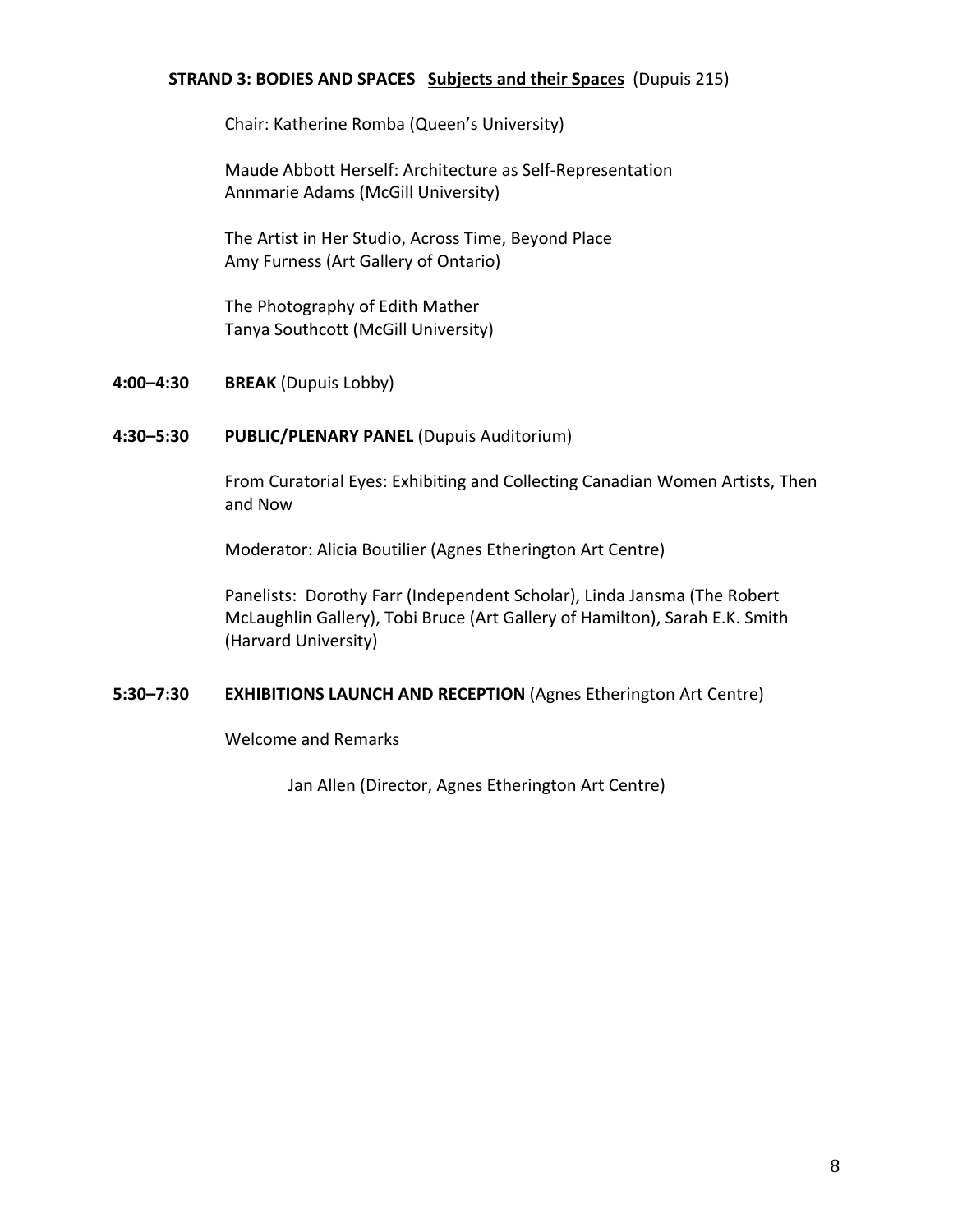**STRAND 3: BODIES AND SPACES** **Subjects and their Spaces** (Dupuis 215)

Chair: Katherine Romba (Queen's University)

Maude Abbott Herself: Architecture as Self-Representation
Annmarie Adams (McGill University)

The Artist in Her Studio, Across Time, Beyond Place
Amy Furness (Art Gallery of Ontario)

The Photography of Edith Mather
Tanya Southcott (McGill University)

**4:00–4:30** **BREAK** (Dupuis Lobby)

**4:30–5:30** **PUBLIC/PLENARY PANEL** (Dupuis Auditorium)

From Curatorial Eyes: Exhibiting and Collecting Canadian Women Artists, Then and Now

Moderator: Alicia Boutilier (Agnes Etherington Art Centre)

Panelists: Dorothy Farr (Independent Scholar), Linda Jansma (The Robert McLaughlin Gallery), Tobi Bruce (Art Gallery of Hamilton), Sarah E.K. Smith (Harvard University)

**5:30–7:30** **EXHIBITIONS LAUNCH AND RECEPTION** (Agnes Etherington Art Centre)

Welcome and Remarks

Jan Allen (Director, Agnes Etherington Art Centre)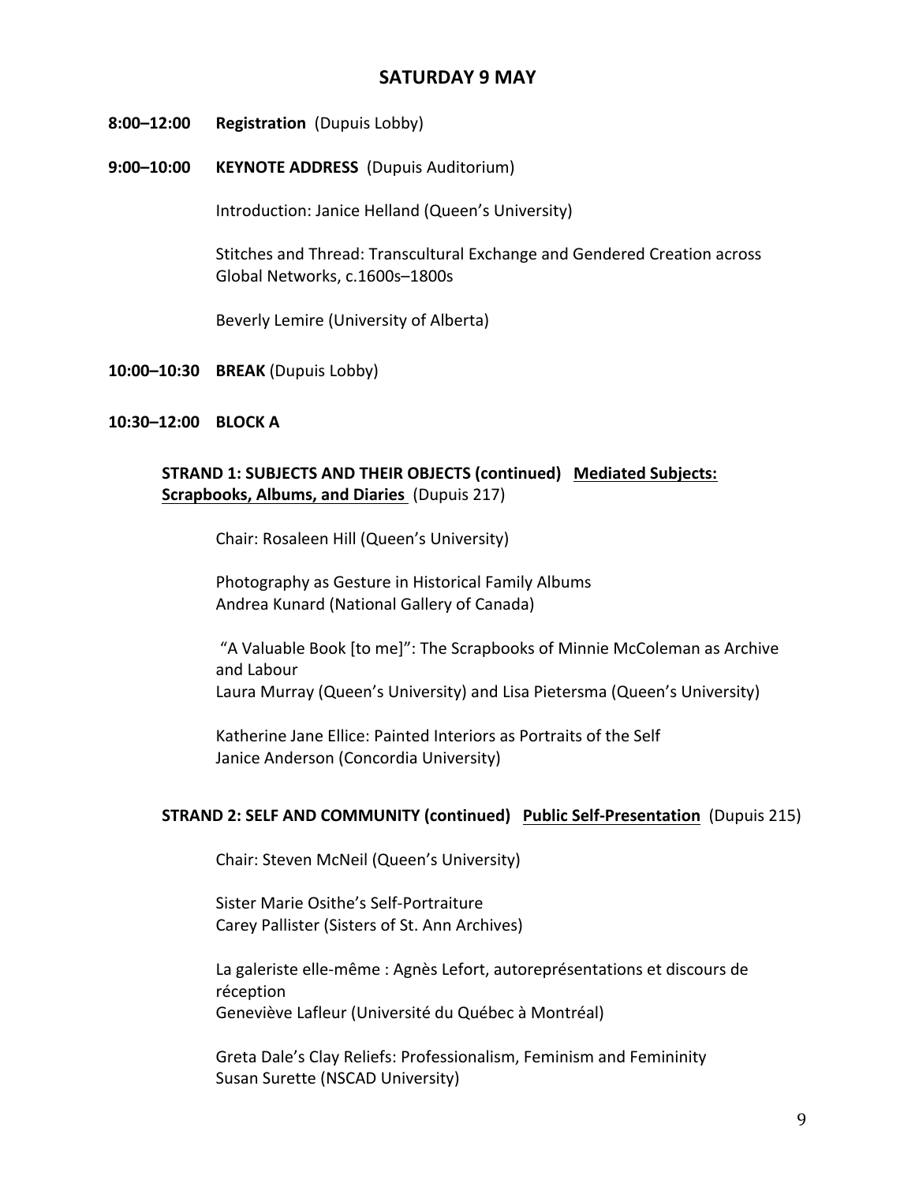## SATURDAY 9 MAY

**8:00–12:00** **Registration** (Dupuis Lobby)

**9:00–10:00** **KEYNOTE ADDRESS** (Dupuis Auditorium)

Introduction: Janice Helland (Queen's University)

Stitches and Thread: Transcultural Exchange and Gendered Creation across Global Networks, c.1600s–1800s

Beverly Lemire (University of Alberta)

**10:00–10:30** **BREAK** (Dupuis Lobby)

**10:30–12:00** **BLOCK A**

**STRAND 1: SUBJECTS AND THEIR OBJECTS (continued)** **<u>Mediated Subjects: Scrapbooks, Albums, and Diaries</u>** (Dupuis 217)

Chair: Rosaleen Hill (Queen's University)

Photography as Gesture in Historical Family Albums
Andrea Kunard (National Gallery of Canada)

"A Valuable Book [to me]": The Scrapbooks of Minnie McColeman as Archive and Labour
Laura Murray (Queen's University) and Lisa Pietersma (Queen's University)

Katherine Jane Ellice: Painted Interiors as Portraits of the Self
Janice Anderson (Concordia University)

**STRAND 2: SELF AND COMMUNITY (continued)** **<u>Public Self-Presentation</u>** (Dupuis 215)

Chair: Steven McNeil (Queen's University)

Sister Marie Osithe's Self-Portraiture
Carey Pallister (Sisters of St. Ann Archives)

La galeriste elle-même : Agnès Lefort, autoreprésentations et discours de réception
Geneviève Lafleur (Université du Québec à Montréal)

Greta Dale's Clay Reliefs: Professionalism, Feminism and Femininity
Susan Surette (NSCAD University)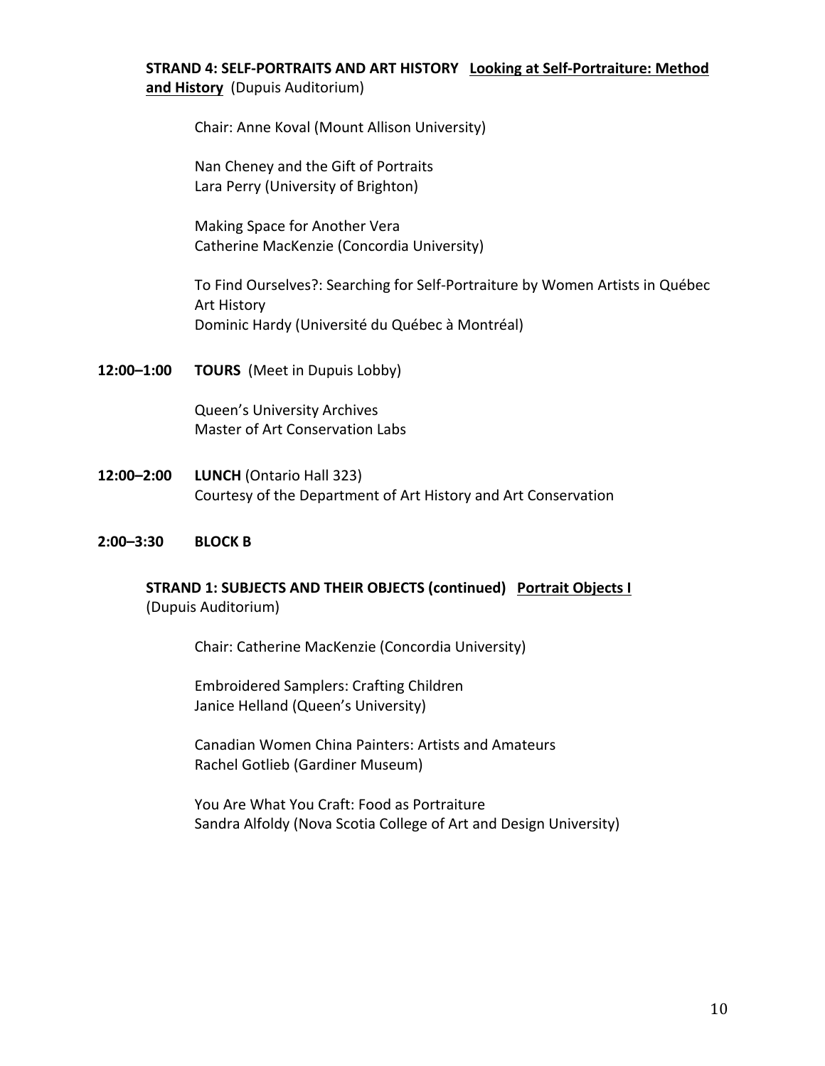**STRAND 4: SELF-PORTRAITS AND ART HISTORY** **Looking at Self-Portraiture: Method and History** (Dupuis Auditorium)

Chair: Anne Koval (Mount Allison University)

Nan Cheney and the Gift of Portraits
Lara Perry (University of Brighton)

Making Space for Another Vera
Catherine MacKenzie (Concordia University)

To Find Ourselves?: Searching for Self-Portraiture by Women Artists in Québec Art History
Dominic Hardy (Université du Québec à Montréal)

**12:00–1:00** **TOURS** (Meet in Dupuis Lobby)

Queen's University Archives
Master of Art Conservation Labs

**12:00–2:00** **LUNCH** (Ontario Hall 323)
Courtesy of the Department of Art History and Art Conservation

**2:00–3:30** **BLOCK B**

**STRAND 1: SUBJECTS AND THEIR OBJECTS (continued)** **Portrait Objects I** (Dupuis Auditorium)

Chair: Catherine MacKenzie (Concordia University)

Embroidered Samplers: Crafting Children
Janice Helland (Queen's University)

Canadian Women China Painters: Artists and Amateurs
Rachel Gotlieb (Gardiner Museum)

You Are What You Craft: Food as Portraiture
Sandra Alfoldy (Nova Scotia College of Art and Design University)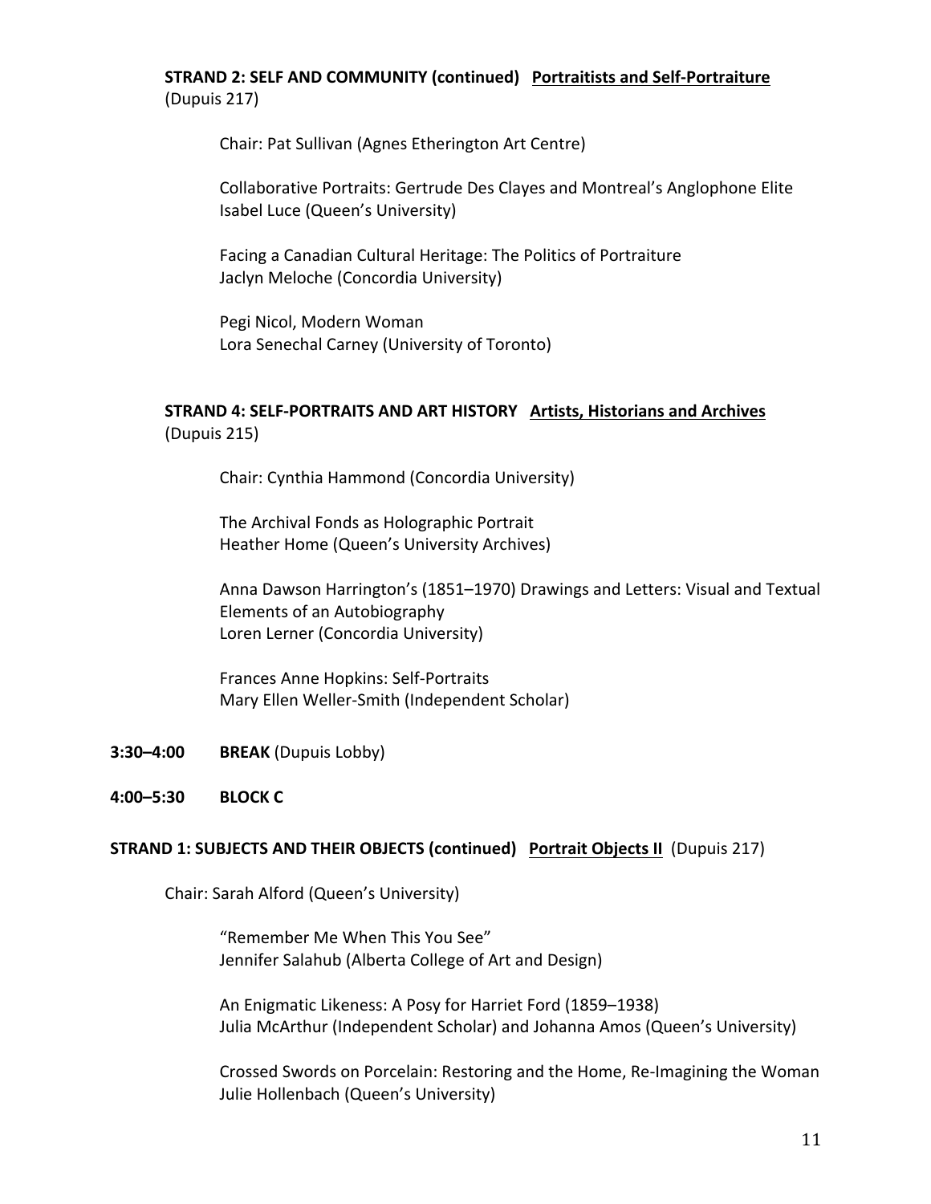**STRAND 2: SELF AND COMMUNITY (continued)** **Portraitists and Self-Portraiture**
(Dupuis 217)

Chair: Pat Sullivan (Agnes Etherington Art Centre)

Collaborative Portraits: Gertrude Des Clayes and Montreal's Anglophone Elite
Isabel Luce (Queen's University)

Facing a Canadian Cultural Heritage: The Politics of Portraiture
Jaclyn Meloche (Concordia University)

Pegi Nicol, Modern Woman
Lora Senechal Carney (University of Toronto)

**STRAND 4: SELF-PORTRAITS AND ART HISTORY** **Artists, Historians and Archives**
(Dupuis 215)

Chair: Cynthia Hammond (Concordia University)

The Archival Fonds as Holographic Portrait
Heather Home (Queen's University Archives)

Anna Dawson Harrington's (1851–1970) Drawings and Letters: Visual and Textual Elements of an Autobiography
Loren Lerner (Concordia University)

Frances Anne Hopkins: Self-Portraits
Mary Ellen Weller-Smith (Independent Scholar)

**3:30–4:00** **BREAK** (Dupuis Lobby)

**4:00–5:30** **BLOCK C**

**STRAND 1: SUBJECTS AND THEIR OBJECTS (continued)** **Portrait Objects II** (Dupuis 217)

Chair: Sarah Alford (Queen's University)

"Remember Me When This You See"
Jennifer Salahub (Alberta College of Art and Design)

An Enigmatic Likeness: A Posy for Harriet Ford (1859–1938)
Julia McArthur (Independent Scholar) and Johanna Amos (Queen's University)

Crossed Swords on Porcelain: Restoring and the Home, Re-Imagining the Woman
Julie Hollenbach (Queen's University)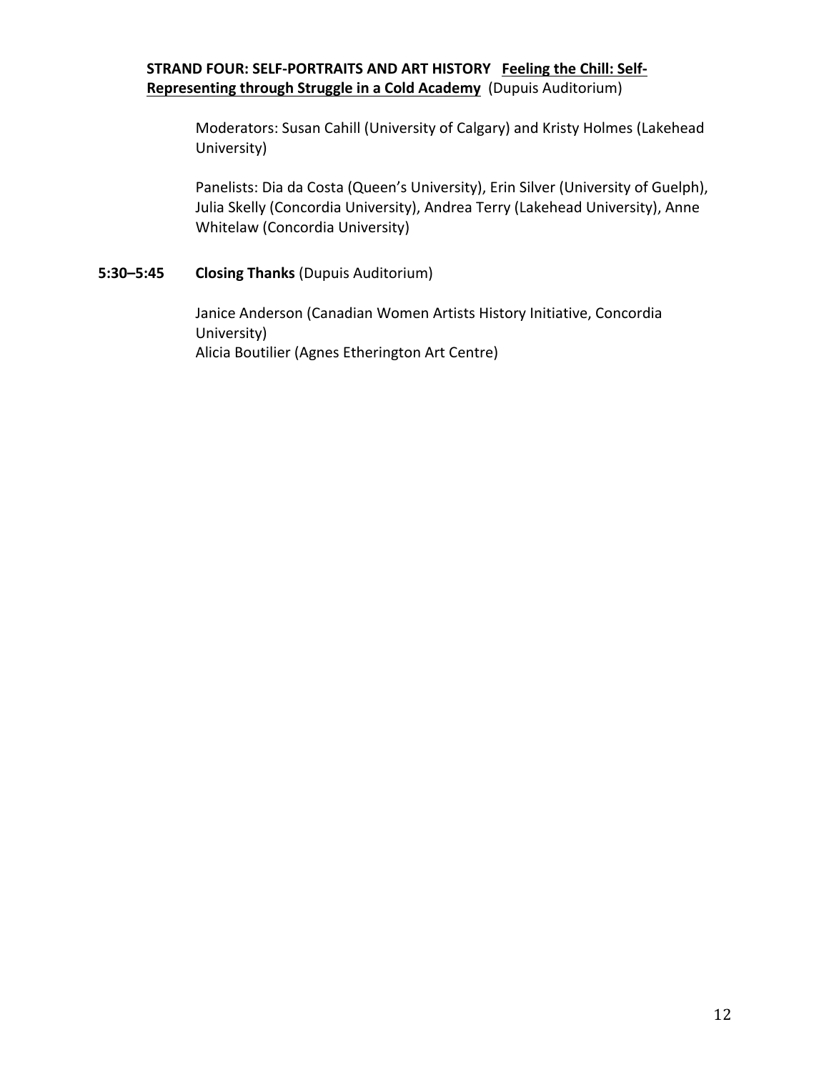**STRAND FOUR: SELF-PORTRAITS AND ART HISTORY** **Feeling the Chill: Self-Representing through Struggle in a Cold Academy** (Dupuis Auditorium)

Moderators: Susan Cahill (University of Calgary) and Kristy Holmes (Lakehead University)

Panelists: Dia da Costa (Queen's University), Erin Silver (University of Guelph), Julia Skelly (Concordia University), Andrea Terry (Lakehead University), Anne Whitelaw (Concordia University)

**5:30–5:45** **Closing Thanks** (Dupuis Auditorium)

Janice Anderson (Canadian Women Artists History Initiative, Concordia University)
Alicia Boutilier (Agnes Etherington Art Centre)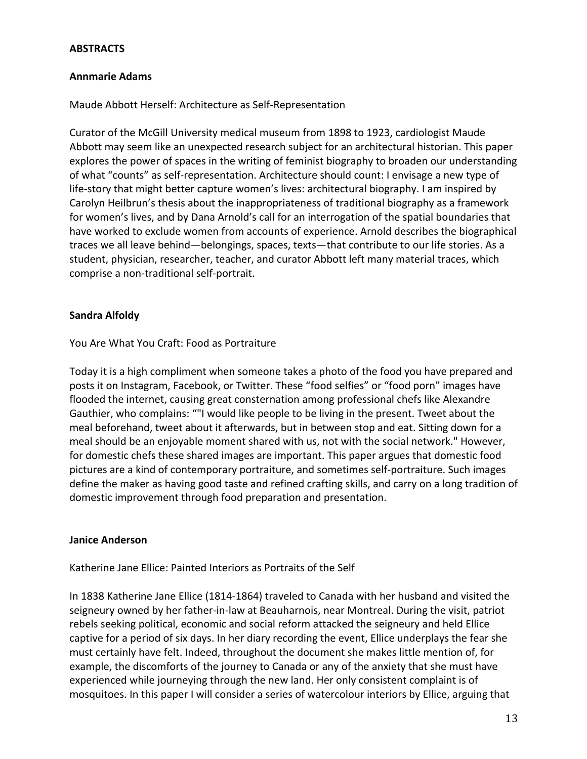**ABSTRACTS**

**Annmarie Adams**

Maude Abbott Herself: Architecture as Self-Representation

Curator of the McGill University medical museum from 1898 to 1923, cardiologist Maude Abbott may seem like an unexpected research subject for an architectural historian. This paper explores the power of spaces in the writing of feminist biography to broaden our understanding of what "counts" as self-representation. Architecture should count: I envisage a new type of life-story that might better capture women's lives: architectural biography. I am inspired by Carolyn Heilbrun's thesis about the inappropriateness of traditional biography as a framework for women's lives, and by Dana Arnold's call for an interrogation of the spatial boundaries that have worked to exclude women from accounts of experience. Arnold describes the biographical traces we all leave behind—belongings, spaces, texts—that contribute to our life stories. As a student, physician, researcher, teacher, and curator Abbott left many material traces, which comprise a non-traditional self-portrait.

**Sandra Alfoldy**

You Are What You Craft: Food as Portraiture

Today it is a high compliment when someone takes a photo of the food you have prepared and posts it on Instagram, Facebook, or Twitter. These "food selfies" or "food porn" images have flooded the internet, causing great consternation among professional chefs like Alexandre Gauthier, who complains: ""I would like people to be living in the present. Tweet about the meal beforehand, tweet about it afterwards, but in between stop and eat. Sitting down for a meal should be an enjoyable moment shared with us, not with the social network." However, for domestic chefs these shared images are important. This paper argues that domestic food pictures are a kind of contemporary portraiture, and sometimes self-portraiture. Such images define the maker as having good taste and refined crafting skills, and carry on a long tradition of domestic improvement through food preparation and presentation.

**Janice Anderson**

Katherine Jane Ellice: Painted Interiors as Portraits of the Self

In 1838 Katherine Jane Ellice (1814-1864) traveled to Canada with her husband and visited the seigneury owned by her father-in-law at Beauharnois, near Montreal. During the visit, patriot rebels seeking political, economic and social reform attacked the seigneury and held Ellice captive for a period of six days. In her diary recording the event, Ellice underplays the fear she must certainly have felt. Indeed, throughout the document she makes little mention of, for example, the discomforts of the journey to Canada or any of the anxiety that she must have experienced while journeying through the new land. Her only consistent complaint is of mosquitoes. In this paper I will consider a series of watercolour interiors by Ellice, arguing that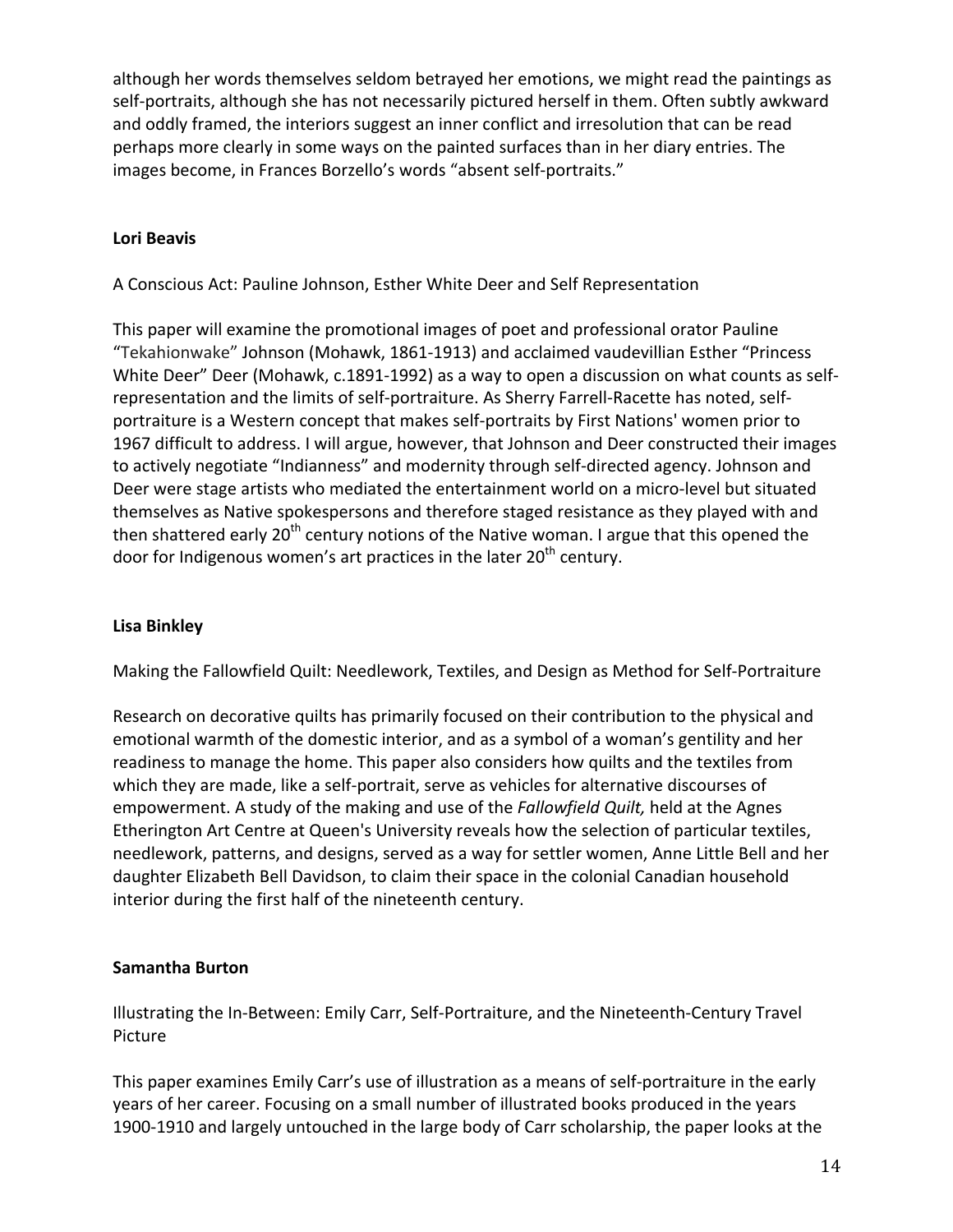although her words themselves seldom betrayed her emotions, we might read the paintings as self-portraits, although she has not necessarily pictured herself in them. Often subtly awkward and oddly framed, the interiors suggest an inner conflict and irresolution that can be read perhaps more clearly in some ways on the painted surfaces than in her diary entries. The images become, in Frances Borzello's words "absent self-portraits."

**Lori Beavis**

A Conscious Act: Pauline Johnson, Esther White Deer and Self Representation

This paper will examine the promotional images of poet and professional orator Pauline "Tekahionwake" Johnson (Mohawk, 1861-1913) and acclaimed vaudevillian Esther "Princess White Deer" Deer (Mohawk, c.1891-1992) as a way to open a discussion on what counts as self-representation and the limits of self-portraiture. As Sherry Farrell-Racette has noted, self-portraiture is a Western concept that makes self-portraits by First Nations' women prior to 1967 difficult to address. I will argue, however, that Johnson and Deer constructed their images to actively negotiate "Indianness" and modernity through self-directed agency. Johnson and Deer were stage artists who mediated the entertainment world on a micro-level but situated themselves as Native spokespersons and therefore staged resistance as they played with and then shattered early 20th century notions of the Native woman. I argue that this opened the door for Indigenous women's art practices in the later 20th century.

**Lisa Binkley**

Making the Fallowfield Quilt: Needlework, Textiles, and Design as Method for Self-Portraiture

Research on decorative quilts has primarily focused on their contribution to the physical and emotional warmth of the domestic interior, and as a symbol of a woman's gentility and her readiness to manage the home. This paper also considers how quilts and the textiles from which they are made, like a self-portrait, serve as vehicles for alternative discourses of empowerment. A study of the making and use of the *Fallowfield Quilt,* held at the Agnes Etherington Art Centre at Queen's University reveals how the selection of particular textiles, needlework, patterns, and designs, served as a way for settler women, Anne Little Bell and her daughter Elizabeth Bell Davidson, to claim their space in the colonial Canadian household interior during the first half of the nineteenth century.

**Samantha Burton**

Illustrating the In-Between: Emily Carr, Self-Portraiture, and the Nineteenth-Century Travel Picture

This paper examines Emily Carr's use of illustration as a means of self-portraiture in the early years of her career. Focusing on a small number of illustrated books produced in the years 1900-1910 and largely untouched in the large body of Carr scholarship, the paper looks at the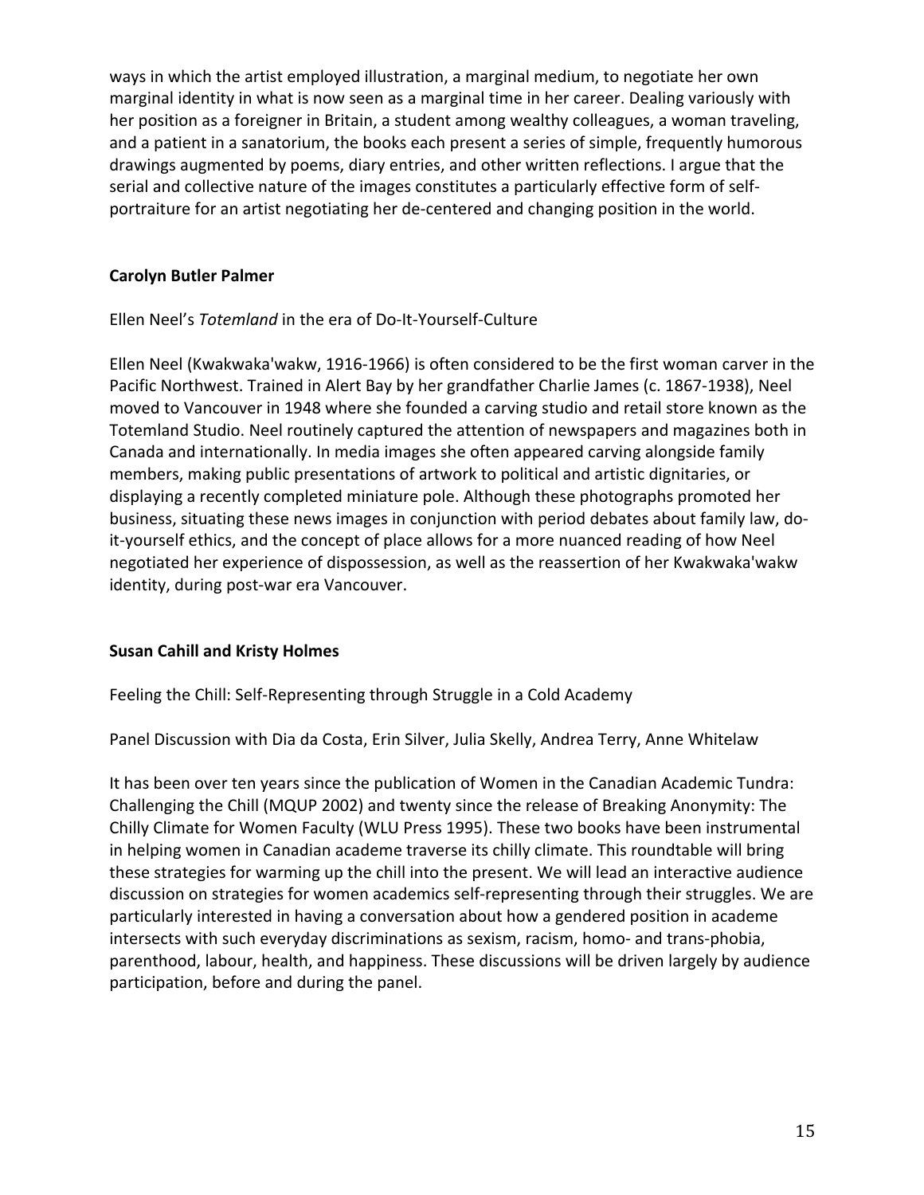ways in which the artist employed illustration, a marginal medium, to negotiate her own marginal identity in what is now seen as a marginal time in her career. Dealing variously with her position as a foreigner in Britain, a student among wealthy colleagues, a woman traveling, and a patient in a sanatorium, the books each present a series of simple, frequently humorous drawings augmented by poems, diary entries, and other written reflections. I argue that the serial and collective nature of the images constitutes a particularly effective form of self-portraiture for an artist negotiating her de-centered and changing position in the world.

**Carolyn Butler Palmer**

Ellen Neel's *Totemland* in the era of Do-It-Yourself-Culture

Ellen Neel (Kwakwaka'wakw, 1916-1966) is often considered to be the first woman carver in the Pacific Northwest. Trained in Alert Bay by her grandfather Charlie James (c. 1867-1938), Neel moved to Vancouver in 1948 where she founded a carving studio and retail store known as the Totemland Studio. Neel routinely captured the attention of newspapers and magazines both in Canada and internationally. In media images she often appeared carving alongside family members, making public presentations of artwork to political and artistic dignitaries, or displaying a recently completed miniature pole. Although these photographs promoted her business, situating these news images in conjunction with period debates about family law, do-it-yourself ethics, and the concept of place allows for a more nuanced reading of how Neel negotiated her experience of dispossession, as well as the reassertion of her Kwakwaka'wakw identity, during post-war era Vancouver.

**Susan Cahill and Kristy Holmes**

Feeling the Chill: Self-Representing through Struggle in a Cold Academy

Panel Discussion with Dia da Costa, Erin Silver, Julia Skelly, Andrea Terry, Anne Whitelaw

It has been over ten years since the publication of Women in the Canadian Academic Tundra: Challenging the Chill (MQUP 2002) and twenty since the release of Breaking Anonymity: The Chilly Climate for Women Faculty (WLU Press 1995). These two books have been instrumental in helping women in Canadian academe traverse its chilly climate. This roundtable will bring these strategies for warming up the chill into the present. We will lead an interactive audience discussion on strategies for women academics self-representing through their struggles. We are particularly interested in having a conversation about how a gendered position in academe intersects with such everyday discriminations as sexism, racism, homo- and trans-phobia, parenthood, labour, health, and happiness. These discussions will be driven largely by audience participation, before and during the panel.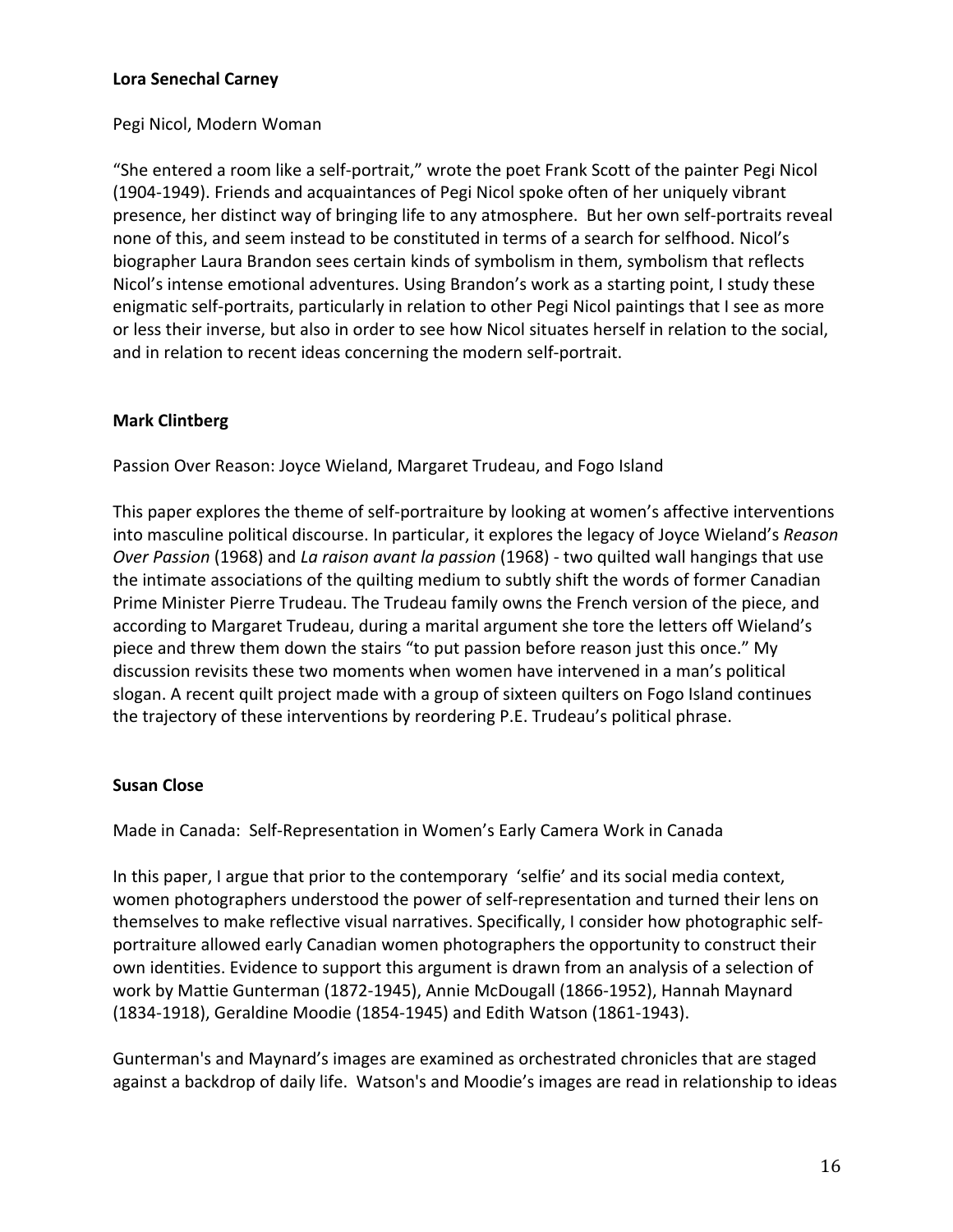**Lora Senechal Carney**

Pegi Nicol, Modern Woman

"She entered a room like a self-portrait," wrote the poet Frank Scott of the painter Pegi Nicol (1904-1949). Friends and acquaintances of Pegi Nicol spoke often of her uniquely vibrant presence, her distinct way of bringing life to any atmosphere. But her own self-portraits reveal none of this, and seem instead to be constituted in terms of a search for selfhood. Nicol's biographer Laura Brandon sees certain kinds of symbolism in them, symbolism that reflects Nicol's intense emotional adventures. Using Brandon's work as a starting point, I study these enigmatic self-portraits, particularly in relation to other Pegi Nicol paintings that I see as more or less their inverse, but also in order to see how Nicol situates herself in relation to the social, and in relation to recent ideas concerning the modern self-portrait.

**Mark Clintberg**

Passion Over Reason: Joyce Wieland, Margaret Trudeau, and Fogo Island

This paper explores the theme of self-portraiture by looking at women's affective interventions into masculine political discourse. In particular, it explores the legacy of Joyce Wieland's *Reason Over Passion* (1968) and *La raison avant la passion* (1968) - two quilted wall hangings that use the intimate associations of the quilting medium to subtly shift the words of former Canadian Prime Minister Pierre Trudeau. The Trudeau family owns the French version of the piece, and according to Margaret Trudeau, during a marital argument she tore the letters off Wieland's piece and threw them down the stairs "to put passion before reason just this once." My discussion revisits these two moments when women have intervened in a man's political slogan. A recent quilt project made with a group of sixteen quilters on Fogo Island continues the trajectory of these interventions by reordering P.E. Trudeau's political phrase.

**Susan Close**

Made in Canada: Self-Representation in Women's Early Camera Work in Canada

In this paper, I argue that prior to the contemporary 'selfie' and its social media context, women photographers understood the power of self-representation and turned their lens on themselves to make reflective visual narratives. Specifically, I consider how photographic self-portraiture allowed early Canadian women photographers the opportunity to construct their own identities. Evidence to support this argument is drawn from an analysis of a selection of work by Mattie Gunterman (1872-1945), Annie McDougall (1866-1952), Hannah Maynard (1834-1918), Geraldine Moodie (1854-1945) and Edith Watson (1861-1943).

Gunterman's and Maynard's images are examined as orchestrated chronicles that are staged against a backdrop of daily life. Watson's and Moodie's images are read in relationship to ideas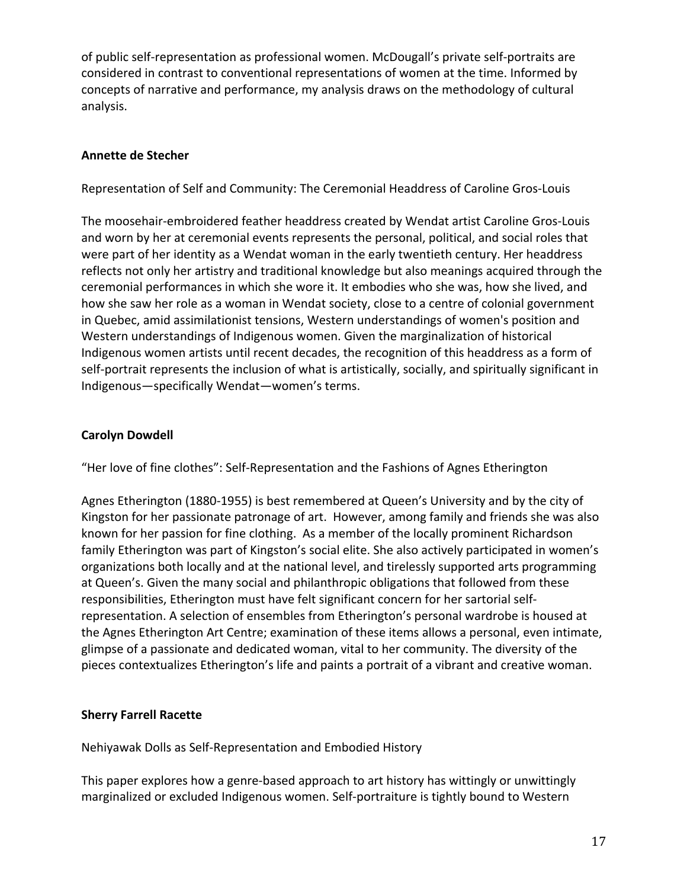of public self-representation as professional women. McDougall's private self-portraits are considered in contrast to conventional representations of women at the time. Informed by concepts of narrative and performance, my analysis draws on the methodology of cultural analysis.

**Annette de Stecher**

Representation of Self and Community: The Ceremonial Headdress of Caroline Gros-Louis

The moosehair-embroidered feather headdress created by Wendat artist Caroline Gros-Louis and worn by her at ceremonial events represents the personal, political, and social roles that were part of her identity as a Wendat woman in the early twentieth century. Her headdress reflects not only her artistry and traditional knowledge but also meanings acquired through the ceremonial performances in which she wore it. It embodies who she was, how she lived, and how she saw her role as a woman in Wendat society, close to a centre of colonial government in Quebec, amid assimilationist tensions, Western understandings of women's position and Western understandings of Indigenous women. Given the marginalization of historical Indigenous women artists until recent decades, the recognition of this headdress as a form of self-portrait represents the inclusion of what is artistically, socially, and spiritually significant in Indigenous—specifically Wendat—women's terms.

**Carolyn Dowdell**

"Her love of fine clothes": Self-Representation and the Fashions of Agnes Etherington

Agnes Etherington (1880-1955) is best remembered at Queen's University and by the city of Kingston for her passionate patronage of art. However, among family and friends she was also known for her passion for fine clothing. As a member of the locally prominent Richardson family Etherington was part of Kingston's social elite. She also actively participated in women's organizations both locally and at the national level, and tirelessly supported arts programming at Queen's. Given the many social and philanthropic obligations that followed from these responsibilities, Etherington must have felt significant concern for her sartorial self-representation. A selection of ensembles from Etherington's personal wardrobe is housed at the Agnes Etherington Art Centre; examination of these items allows a personal, even intimate, glimpse of a passionate and dedicated woman, vital to her community. The diversity of the pieces contextualizes Etherington's life and paints a portrait of a vibrant and creative woman.

**Sherry Farrell Racette**

Nehiyawak Dolls as Self-Representation and Embodied History

This paper explores how a genre-based approach to art history has wittingly or unwittingly marginalized or excluded Indigenous women. Self-portraiture is tightly bound to Western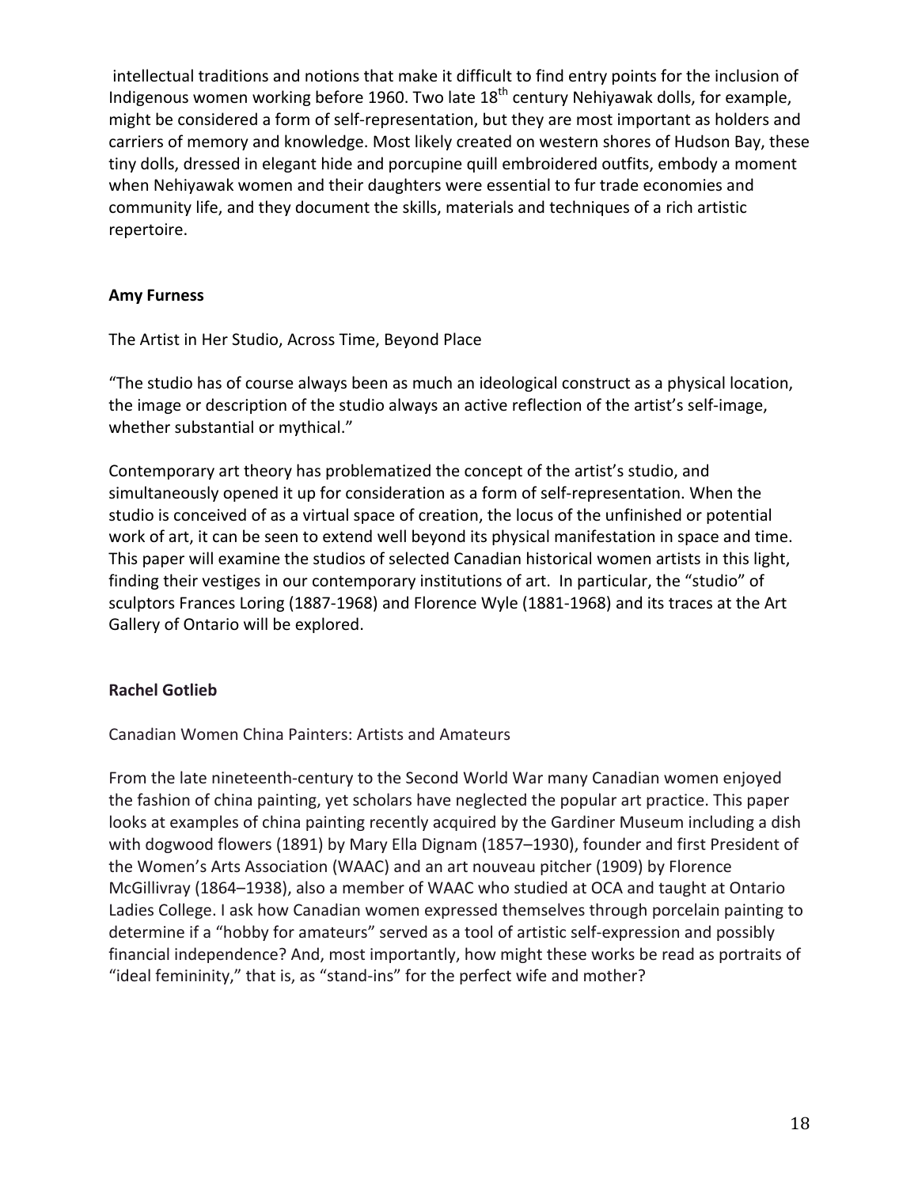intellectual traditions and notions that make it difficult to find entry points for the inclusion of Indigenous women working before 1960. Two late 18th century Nehiyawak dolls, for example, might be considered a form of self-representation, but they are most important as holders and carriers of memory and knowledge. Most likely created on western shores of Hudson Bay, these tiny dolls, dressed in elegant hide and porcupine quill embroidered outfits, embody a moment when Nehiyawak women and their daughters were essential to fur trade economies and community life, and they document the skills, materials and techniques of a rich artistic repertoire.

**Amy Furness**

The Artist in Her Studio, Across Time, Beyond Place

"The studio has of course always been as much an ideological construct as a physical location, the image or description of the studio always an active reflection of the artist's self-image, whether substantial or mythical."

Contemporary art theory has problematized the concept of the artist's studio, and simultaneously opened it up for consideration as a form of self-representation. When the studio is conceived of as a virtual space of creation, the locus of the unfinished or potential work of art, it can be seen to extend well beyond its physical manifestation in space and time. This paper will examine the studios of selected Canadian historical women artists in this light, finding their vestiges in our contemporary institutions of art. In particular, the "studio" of sculptors Frances Loring (1887-1968) and Florence Wyle (1881-1968) and its traces at the Art Gallery of Ontario will be explored.

**Rachel Gotlieb**

Canadian Women China Painters: Artists and Amateurs

From the late nineteenth-century to the Second World War many Canadian women enjoyed the fashion of china painting, yet scholars have neglected the popular art practice. This paper looks at examples of china painting recently acquired by the Gardiner Museum including a dish with dogwood flowers (1891) by Mary Ella Dignam (1857–1930), founder and first President of the Women's Arts Association (WAAC) and an art nouveau pitcher (1909) by Florence McGillivray (1864–1938), also a member of WAAC who studied at OCA and taught at Ontario Ladies College. I ask how Canadian women expressed themselves through porcelain painting to determine if a "hobby for amateurs" served as a tool of artistic self-expression and possibly financial independence? And, most importantly, how might these works be read as portraits of "ideal femininity," that is, as "stand-ins" for the perfect wife and mother?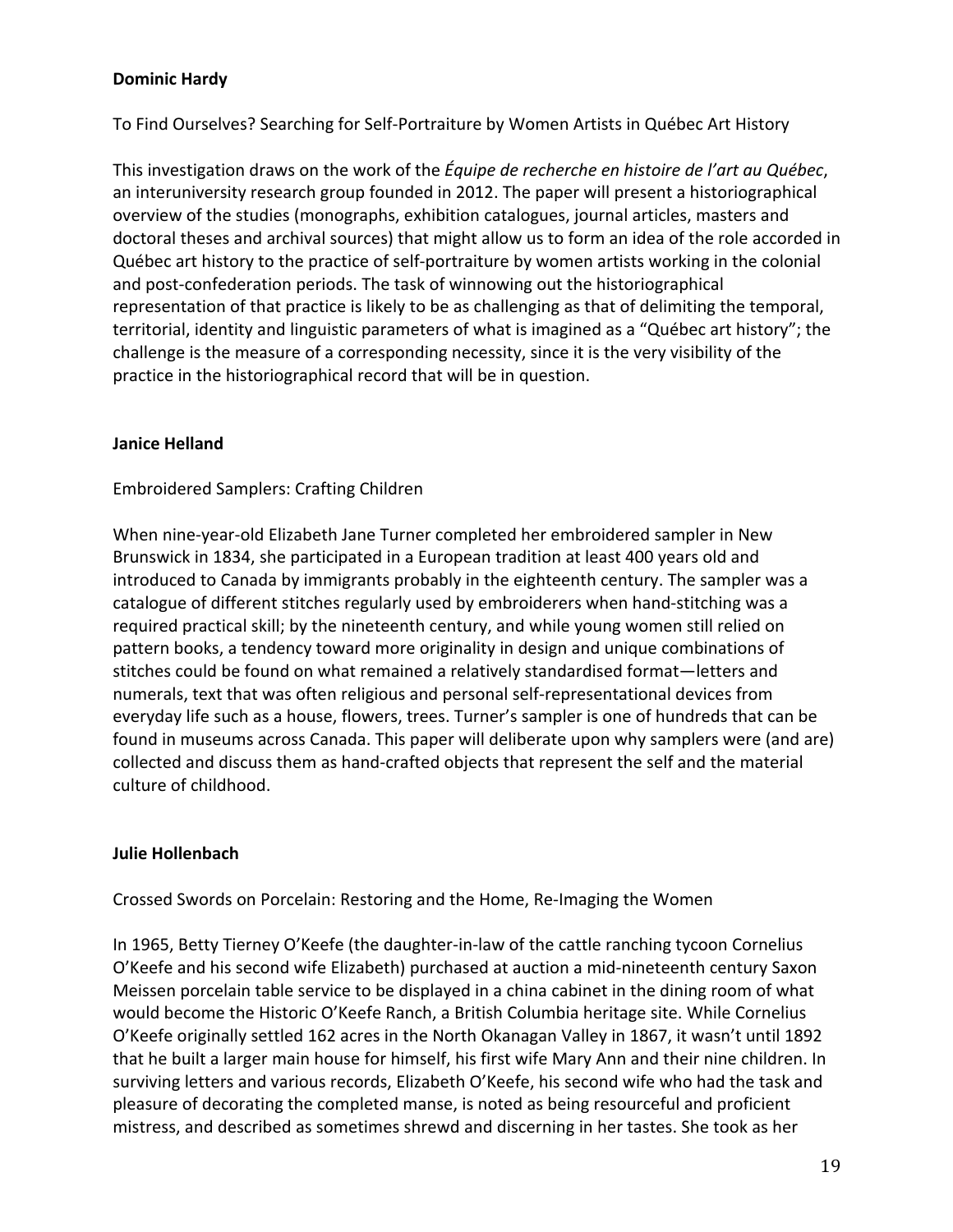**Dominic Hardy**

To Find Ourselves? Searching for Self-Portraiture by Women Artists in Québec Art History

This investigation draws on the work of the *Équipe de recherche en histoire de l'art au Québec*, an interuniversity research group founded in 2012. The paper will present a historiographical overview of the studies (monographs, exhibition catalogues, journal articles, masters and doctoral theses and archival sources) that might allow us to form an idea of the role accorded in Québec art history to the practice of self-portraiture by women artists working in the colonial and post-confederation periods. The task of winnowing out the historiographical representation of that practice is likely to be as challenging as that of delimiting the temporal, territorial, identity and linguistic parameters of what is imagined as a "Québec art history"; the challenge is the measure of a corresponding necessity, since it is the very visibility of the practice in the historiographical record that will be in question.

**Janice Helland**

Embroidered Samplers: Crafting Children

When nine-year-old Elizabeth Jane Turner completed her embroidered sampler in New Brunswick in 1834, she participated in a European tradition at least 400 years old and introduced to Canada by immigrants probably in the eighteenth century. The sampler was a catalogue of different stitches regularly used by embroiderers when hand-stitching was a required practical skill; by the nineteenth century, and while young women still relied on pattern books, a tendency toward more originality in design and unique combinations of stitches could be found on what remained a relatively standardised format—letters and numerals, text that was often religious and personal self-representational devices from everyday life such as a house, flowers, trees. Turner's sampler is one of hundreds that can be found in museums across Canada. This paper will deliberate upon why samplers were (and are) collected and discuss them as hand-crafted objects that represent the self and the material culture of childhood.

**Julie Hollenbach**

Crossed Swords on Porcelain: Restoring and the Home, Re-Imaging the Women

In 1965, Betty Tierney O'Keefe (the daughter-in-law of the cattle ranching tycoon Cornelius O'Keefe and his second wife Elizabeth) purchased at auction a mid-nineteenth century Saxon Meissen porcelain table service to be displayed in a china cabinet in the dining room of what would become the Historic O'Keefe Ranch, a British Columbia heritage site. While Cornelius O'Keefe originally settled 162 acres in the North Okanagan Valley in 1867, it wasn't until 1892 that he built a larger main house for himself, his first wife Mary Ann and their nine children. In surviving letters and various records, Elizabeth O'Keefe, his second wife who had the task and pleasure of decorating the completed manse, is noted as being resourceful and proficient mistress, and described as sometimes shrewd and discerning in her tastes. She took as her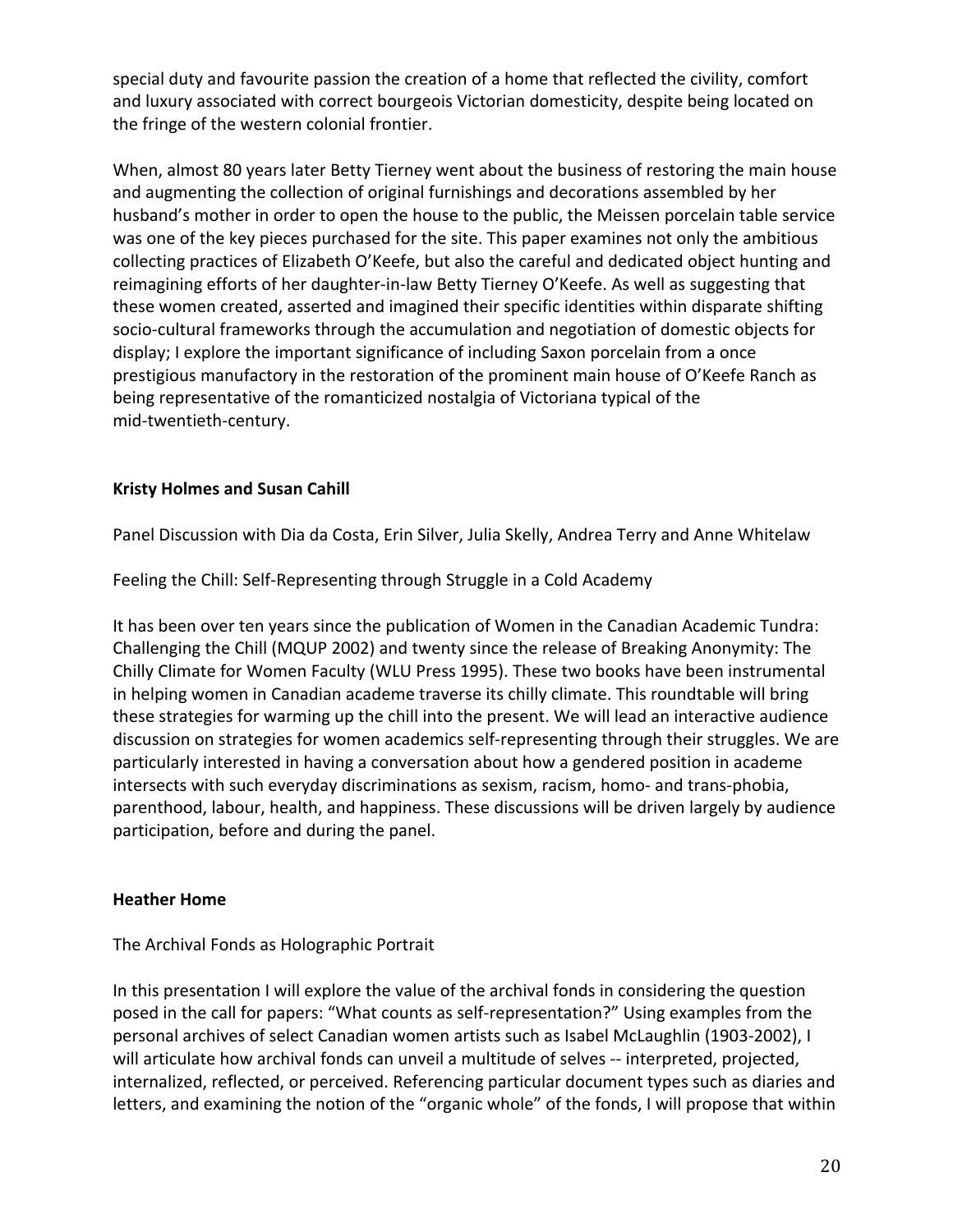special duty and favourite passion the creation of a home that reflected the civility, comfort and luxury associated with correct bourgeois Victorian domesticity, despite being located on the fringe of the western colonial frontier.

When, almost 80 years later Betty Tierney went about the business of restoring the main house and augmenting the collection of original furnishings and decorations assembled by her husband's mother in order to open the house to the public, the Meissen porcelain table service was one of the key pieces purchased for the site. This paper examines not only the ambitious collecting practices of Elizabeth O'Keefe, but also the careful and dedicated object hunting and reimagining efforts of her daughter-in-law Betty Tierney O'Keefe. As well as suggesting that these women created, asserted and imagined their specific identities within disparate shifting socio-cultural frameworks through the accumulation and negotiation of domestic objects for display; I explore the important significance of including Saxon porcelain from a once prestigious manufactory in the restoration of the prominent main house of O'Keefe Ranch as being representative of the romanticized nostalgia of Victoriana typical of the mid-twentieth-century.

**Kristy Holmes and Susan Cahill**

Panel Discussion with Dia da Costa, Erin Silver, Julia Skelly, Andrea Terry and Anne Whitelaw

Feeling the Chill: Self-Representing through Struggle in a Cold Academy

It has been over ten years since the publication of Women in the Canadian Academic Tundra: Challenging the Chill (MQUP 2002) and twenty since the release of Breaking Anonymity: The Chilly Climate for Women Faculty (WLU Press 1995). These two books have been instrumental in helping women in Canadian academe traverse its chilly climate. This roundtable will bring these strategies for warming up the chill into the present. We will lead an interactive audience discussion on strategies for women academics self-representing through their struggles. We are particularly interested in having a conversation about how a gendered position in academe intersects with such everyday discriminations as sexism, racism, homo- and trans-phobia, parenthood, labour, health, and happiness. These discussions will be driven largely by audience participation, before and during the panel.

**Heather Home**

The Archival Fonds as Holographic Portrait

In this presentation I will explore the value of the archival fonds in considering the question posed in the call for papers: "What counts as self-representation?" Using examples from the personal archives of select Canadian women artists such as Isabel McLaughlin (1903-2002), I will articulate how archival fonds can unveil a multitude of selves -- interpreted, projected, internalized, reflected, or perceived. Referencing particular document types such as diaries and letters, and examining the notion of the "organic whole" of the fonds, I will propose that within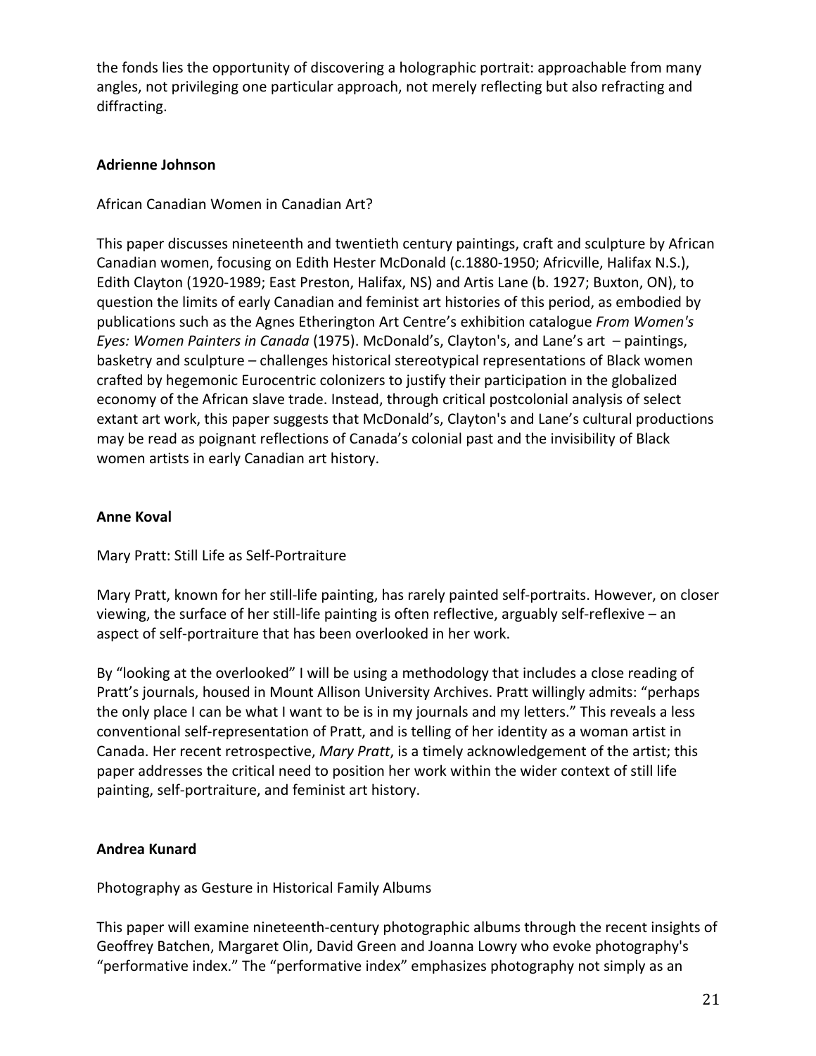the fonds lies the opportunity of discovering a holographic portrait: approachable from many angles, not privileging one particular approach, not merely reflecting but also refracting and diffracting.

**Adrienne Johnson**

African Canadian Women in Canadian Art?

This paper discusses nineteenth and twentieth century paintings, craft and sculpture by African Canadian women, focusing on Edith Hester McDonald (c.1880-1950; Africville, Halifax N.S.), Edith Clayton (1920-1989; East Preston, Halifax, NS) and Artis Lane (b. 1927; Buxton, ON), to question the limits of early Canadian and feminist art histories of this period, as embodied by publications such as the Agnes Etherington Art Centre's exhibition catalogue *From Women's Eyes: Women Painters in Canada* (1975). McDonald's, Clayton's, and Lane's art – paintings, basketry and sculpture – challenges historical stereotypical representations of Black women crafted by hegemonic Eurocentric colonizers to justify their participation in the globalized economy of the African slave trade. Instead, through critical postcolonial analysis of select extant art work, this paper suggests that McDonald's, Clayton's and Lane's cultural productions may be read as poignant reflections of Canada's colonial past and the invisibility of Black women artists in early Canadian art history.

**Anne Koval**

Mary Pratt: Still Life as Self-Portraiture

Mary Pratt, known for her still-life painting, has rarely painted self-portraits. However, on closer viewing, the surface of her still-life painting is often reflective, arguably self-reflexive – an aspect of self-portraiture that has been overlooked in her work.

By "looking at the overlooked" I will be using a methodology that includes a close reading of Pratt's journals, housed in Mount Allison University Archives. Pratt willingly admits: "perhaps the only place I can be what I want to be is in my journals and my letters." This reveals a less conventional self-representation of Pratt, and is telling of her identity as a woman artist in Canada. Her recent retrospective, *Mary Pratt*, is a timely acknowledgement of the artist; this paper addresses the critical need to position her work within the wider context of still life painting, self-portraiture, and feminist art history.

**Andrea Kunard**

Photography as Gesture in Historical Family Albums

This paper will examine nineteenth-century photographic albums through the recent insights of Geoffrey Batchen, Margaret Olin, David Green and Joanna Lowry who evoke photography's "performative index." The "performative index" emphasizes photography not simply as an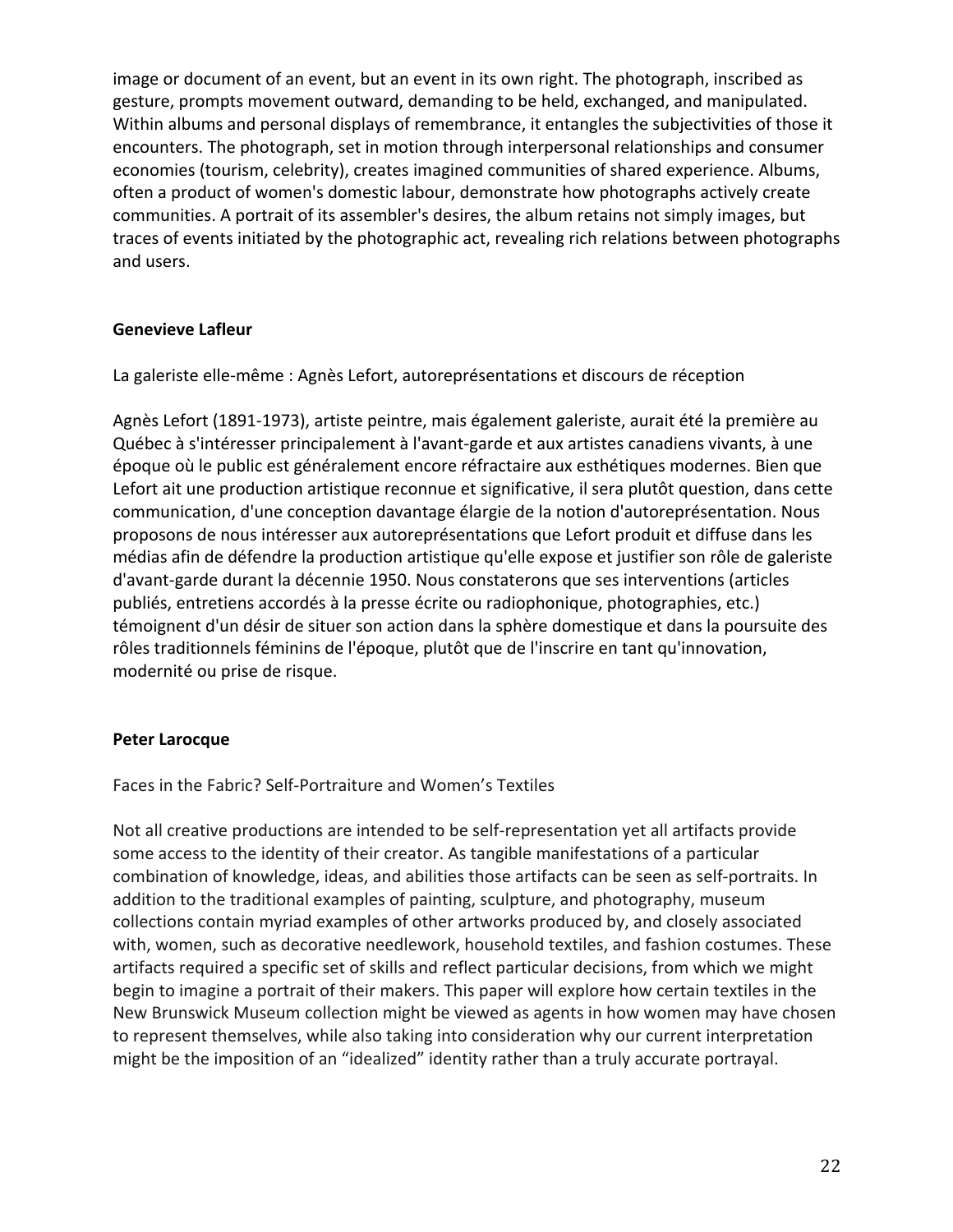image or document of an event, but an event in its own right. The photograph, inscribed as gesture, prompts movement outward, demanding to be held, exchanged, and manipulated. Within albums and personal displays of remembrance, it entangles the subjectivities of those it encounters. The photograph, set in motion through interpersonal relationships and consumer economies (tourism, celebrity), creates imagined communities of shared experience. Albums, often a product of women's domestic labour, demonstrate how photographs actively create communities. A portrait of its assembler's desires, the album retains not simply images, but traces of events initiated by the photographic act, revealing rich relations between photographs and users.

**Genevieve Lafleur**

La galeriste elle-même : Agnès Lefort, autoreprésentations et discours de réception

Agnès Lefort (1891-1973), artiste peintre, mais également galeriste, aurait été la première au Québec à s'intéresser principalement à l'avant-garde et aux artistes canadiens vivants, à une époque où le public est généralement encore réfractaire aux esthétiques modernes. Bien que Lefort ait une production artistique reconnue et significative, il sera plutôt question, dans cette communication, d'une conception davantage élargie de la notion d'autoreprésentation. Nous proposons de nous intéresser aux autoreprésentations que Lefort produit et diffuse dans les médias afin de défendre la production artistique qu'elle expose et justifier son rôle de galeriste d'avant-garde durant la décennie 1950. Nous constaterons que ses interventions (articles publiés, entretiens accordés à la presse écrite ou radiophonique, photographies, etc.) témoignent d'un désir de situer son action dans la sphère domestique et dans la poursuite des rôles traditionnels féminins de l'époque, plutôt que de l'inscrire en tant qu'innovation, modernité ou prise de risque.

**Peter Larocque**

Faces in the Fabric? Self-Portraiture and Women's Textiles

Not all creative productions are intended to be self-representation yet all artifacts provide some access to the identity of their creator. As tangible manifestations of a particular combination of knowledge, ideas, and abilities those artifacts can be seen as self-portraits. In addition to the traditional examples of painting, sculpture, and photography, museum collections contain myriad examples of other artworks produced by, and closely associated with, women, such as decorative needlework, household textiles, and fashion costumes. These artifacts required a specific set of skills and reflect particular decisions, from which we might begin to imagine a portrait of their makers. This paper will explore how certain textiles in the New Brunswick Museum collection might be viewed as agents in how women may have chosen to represent themselves, while also taking into consideration why our current interpretation might be the imposition of an "idealized" identity rather than a truly accurate portrayal.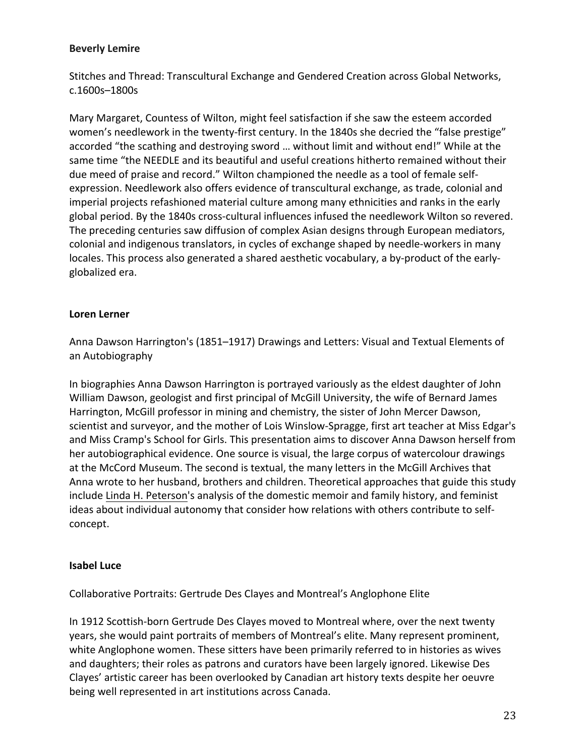**Beverly Lemire**

Stitches and Thread: Transcultural Exchange and Gendered Creation across Global Networks, c.1600s–1800s

Mary Margaret, Countess of Wilton, might feel satisfaction if she saw the esteem accorded women's needlework in the twenty-first century. In the 1840s she decried the "false prestige" accorded "the scathing and destroying sword … without limit and without end!" While at the same time "the NEEDLE and its beautiful and useful creations hitherto remained without their due meed of praise and record." Wilton championed the needle as a tool of female self-expression. Needlework also offers evidence of transcultural exchange, as trade, colonial and imperial projects refashioned material culture among many ethnicities and ranks in the early global period. By the 1840s cross-cultural influences infused the needlework Wilton so revered. The preceding centuries saw diffusion of complex Asian designs through European mediators, colonial and indigenous translators, in cycles of exchange shaped by needle-workers in many locales. This process also generated a shared aesthetic vocabulary, a by-product of the early-globalized era.

**Loren Lerner**

Anna Dawson Harrington's (1851–1917) Drawings and Letters: Visual and Textual Elements of an Autobiography

In biographies Anna Dawson Harrington is portrayed variously as the eldest daughter of John William Dawson, geologist and first principal of McGill University, the wife of Bernard James Harrington, McGill professor in mining and chemistry, the sister of John Mercer Dawson, scientist and surveyor, and the mother of Lois Winslow-Spragge, first art teacher at Miss Edgar's and Miss Cramp's School for Girls. This presentation aims to discover Anna Dawson herself from her autobiographical evidence. One source is visual, the large corpus of watercolour drawings at the McCord Museum. The second is textual, the many letters in the McGill Archives that Anna wrote to her husband, brothers and children. Theoretical approaches that guide this study include Linda H. Peterson's analysis of the domestic memoir and family history, and feminist ideas about individual autonomy that consider how relations with others contribute to self-concept.

**Isabel Luce**

Collaborative Portraits: Gertrude Des Clayes and Montreal's Anglophone Elite

In 1912 Scottish-born Gertrude Des Clayes moved to Montreal where, over the next twenty years, she would paint portraits of members of Montreal's elite. Many represent prominent, white Anglophone women. These sitters have been primarily referred to in histories as wives and daughters; their roles as patrons and curators have been largely ignored. Likewise Des Clayes' artistic career has been overlooked by Canadian art history texts despite her oeuvre being well represented in art institutions across Canada.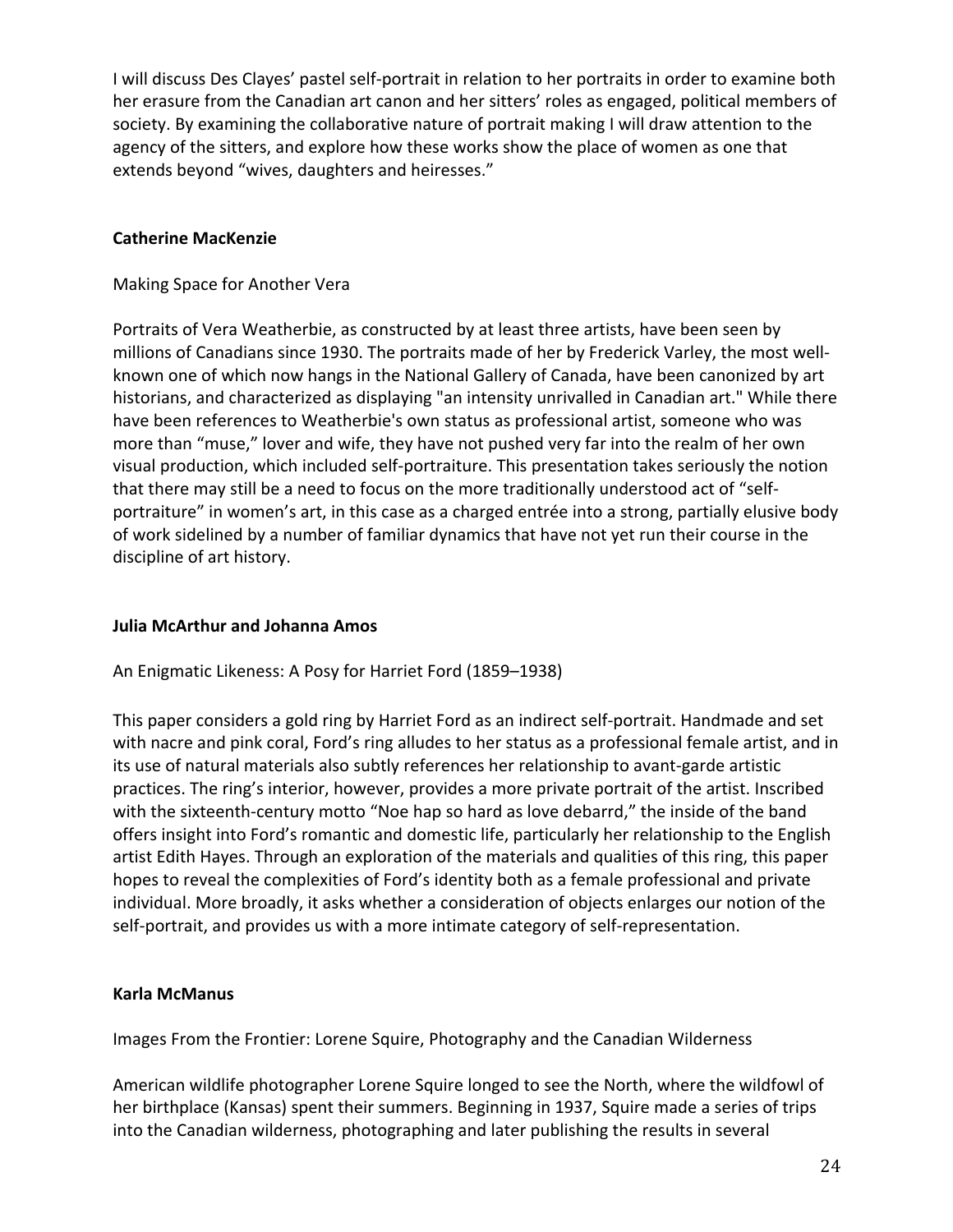I will discuss Des Clayes' pastel self-portrait in relation to her portraits in order to examine both her erasure from the Canadian art canon and her sitters' roles as engaged, political members of society. By examining the collaborative nature of portrait making I will draw attention to the agency of the sitters, and explore how these works show the place of women as one that extends beyond "wives, daughters and heiresses."

**Catherine MacKenzie**

Making Space for Another Vera

Portraits of Vera Weatherbie, as constructed by at least three artists, have been seen by millions of Canadians since 1930. The portraits made of her by Frederick Varley, the most well-known one of which now hangs in the National Gallery of Canada, have been canonized by art historians, and characterized as displaying "an intensity unrivalled in Canadian art." While there have been references to Weatherbie's own status as professional artist, someone who was more than "muse," lover and wife, they have not pushed very far into the realm of her own visual production, which included self-portraiture. This presentation takes seriously the notion that there may still be a need to focus on the more traditionally understood act of "self-portraiture" in women's art, in this case as a charged entrée into a strong, partially elusive body of work sidelined by a number of familiar dynamics that have not yet run their course in the discipline of art history.

**Julia McArthur and Johanna Amos**

An Enigmatic Likeness: A Posy for Harriet Ford (1859–1938)

This paper considers a gold ring by Harriet Ford as an indirect self-portrait. Handmade and set with nacre and pink coral, Ford's ring alludes to her status as a professional female artist, and in its use of natural materials also subtly references her relationship to avant-garde artistic practices. The ring's interior, however, provides a more private portrait of the artist. Inscribed with the sixteenth-century motto "Noe hap so hard as love debarrd," the inside of the band offers insight into Ford's romantic and domestic life, particularly her relationship to the English artist Edith Hayes. Through an exploration of the materials and qualities of this ring, this paper hopes to reveal the complexities of Ford's identity both as a female professional and private individual. More broadly, it asks whether a consideration of objects enlarges our notion of the self-portrait, and provides us with a more intimate category of self-representation.

**Karla McManus**

Images From the Frontier: Lorene Squire, Photography and the Canadian Wilderness

American wildlife photographer Lorene Squire longed to see the North, where the wildfowl of her birthplace (Kansas) spent their summers. Beginning in 1937, Squire made a series of trips into the Canadian wilderness, photographing and later publishing the results in several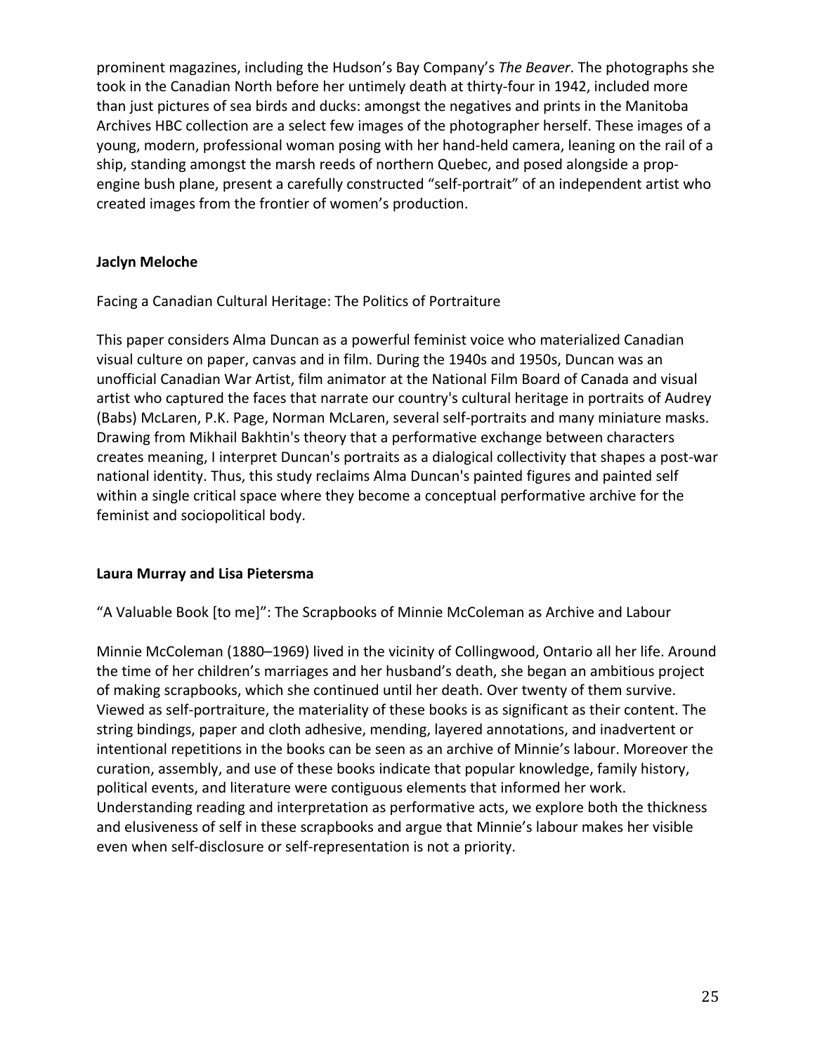prominent magazines, including the Hudson's Bay Company's *The Beaver*. The photographs she took in the Canadian North before her untimely death at thirty-four in 1942, included more than just pictures of sea birds and ducks: amongst the negatives and prints in the Manitoba Archives HBC collection are a select few images of the photographer herself. These images of a young, modern, professional woman posing with her hand-held camera, leaning on the rail of a ship, standing amongst the marsh reeds of northern Quebec, and posed alongside a prop-engine bush plane, present a carefully constructed "self-portrait" of an independent artist who created images from the frontier of women's production.

**Jaclyn Meloche**

Facing a Canadian Cultural Heritage: The Politics of Portraiture

This paper considers Alma Duncan as a powerful feminist voice who materialized Canadian visual culture on paper, canvas and in film. During the 1940s and 1950s, Duncan was an unofficial Canadian War Artist, film animator at the National Film Board of Canada and visual artist who captured the faces that narrate our country's cultural heritage in portraits of Audrey (Babs) McLaren, P.K. Page, Norman McLaren, several self-portraits and many miniature masks. Drawing from Mikhail Bakhtin's theory that a performative exchange between characters creates meaning, I interpret Duncan's portraits as a dialogical collectivity that shapes a post-war national identity. Thus, this study reclaims Alma Duncan's painted figures and painted self within a single critical space where they become a conceptual performative archive for the feminist and sociopolitical body.

**Laura Murray and Lisa Pietersma**

"A Valuable Book [to me]": The Scrapbooks of Minnie McColeman as Archive and Labour

Minnie McColeman (1880–1969) lived in the vicinity of Collingwood, Ontario all her life. Around the time of her children's marriages and her husband's death, she began an ambitious project of making scrapbooks, which she continued until her death. Over twenty of them survive. Viewed as self-portraiture, the materiality of these books is as significant as their content. The string bindings, paper and cloth adhesive, mending, layered annotations, and inadvertent or intentional repetitions in the books can be seen as an archive of Minnie's labour. Moreover the curation, assembly, and use of these books indicate that popular knowledge, family history, political events, and literature were contiguous elements that informed her work. Understanding reading and interpretation as performative acts, we explore both the thickness and elusiveness of self in these scrapbooks and argue that Minnie's labour makes her visible even when self-disclosure or self-representation is not a priority.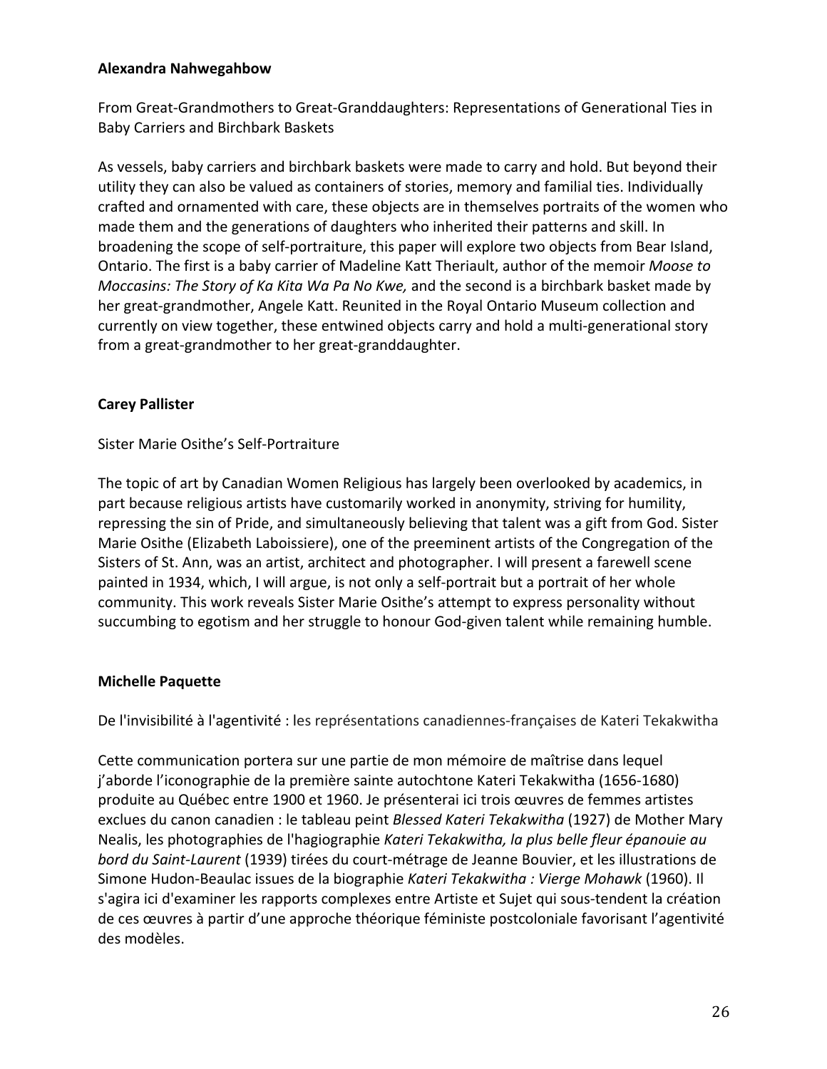**Alexandra Nahwegahbow**

From Great-Grandmothers to Great-Granddaughters: Representations of Generational Ties in Baby Carriers and Birchbark Baskets

As vessels, baby carriers and birchbark baskets were made to carry and hold. But beyond their utility they can also be valued as containers of stories, memory and familial ties. Individually crafted and ornamented with care, these objects are in themselves portraits of the women who made them and the generations of daughters who inherited their patterns and skill. In broadening the scope of self-portraiture, this paper will explore two objects from Bear Island, Ontario. The first is a baby carrier of Madeline Katt Theriault, author of the memoir *Moose to Moccasins: The Story of Ka Kita Wa Pa No Kwe,* and the second is a birchbark basket made by her great-grandmother, Angele Katt. Reunited in the Royal Ontario Museum collection and currently on view together, these entwined objects carry and hold a multi-generational story from a great-grandmother to her great-granddaughter.

**Carey Pallister**

Sister Marie Osithe's Self-Portraiture

The topic of art by Canadian Women Religious has largely been overlooked by academics, in part because religious artists have customarily worked in anonymity, striving for humility, repressing the sin of Pride, and simultaneously believing that talent was a gift from God. Sister Marie Osithe (Elizabeth Laboissiere), one of the preeminent artists of the Congregation of the Sisters of St. Ann, was an artist, architect and photographer. I will present a farewell scene painted in 1934, which, I will argue, is not only a self-portrait but a portrait of her whole community. This work reveals Sister Marie Osithe's attempt to express personality without succumbing to egotism and her struggle to honour God-given talent while remaining humble.

**Michelle Paquette**

De l'invisibilité à l'agentivité : les représentations canadiennes-françaises de Kateri Tekakwitha

Cette communication portera sur une partie de mon mémoire de maîtrise dans lequel j'aborde l'iconographie de la première sainte autochtone Kateri Tekakwitha (1656-1680) produite au Québec entre 1900 et 1960. Je présenterai ici trois œuvres de femmes artistes exclues du canon canadien : le tableau peint *Blessed Kateri Tekakwitha* (1927) de Mother Mary Nealis, les photographies de l'hagiographie *Kateri Tekakwitha, la plus belle fleur épanouie au bord du Saint-Laurent* (1939) tirées du court-métrage de Jeanne Bouvier, et les illustrations de Simone Hudon-Beaulac issues de la biographie *Kateri Tekakwitha : Vierge Mohawk* (1960). Il s'agira ici d'examiner les rapports complexes entre Artiste et Sujet qui sous-tendent la création de ces œuvres à partir d'une approche théorique féministe postcoloniale favorisant l'agentivité des modèles.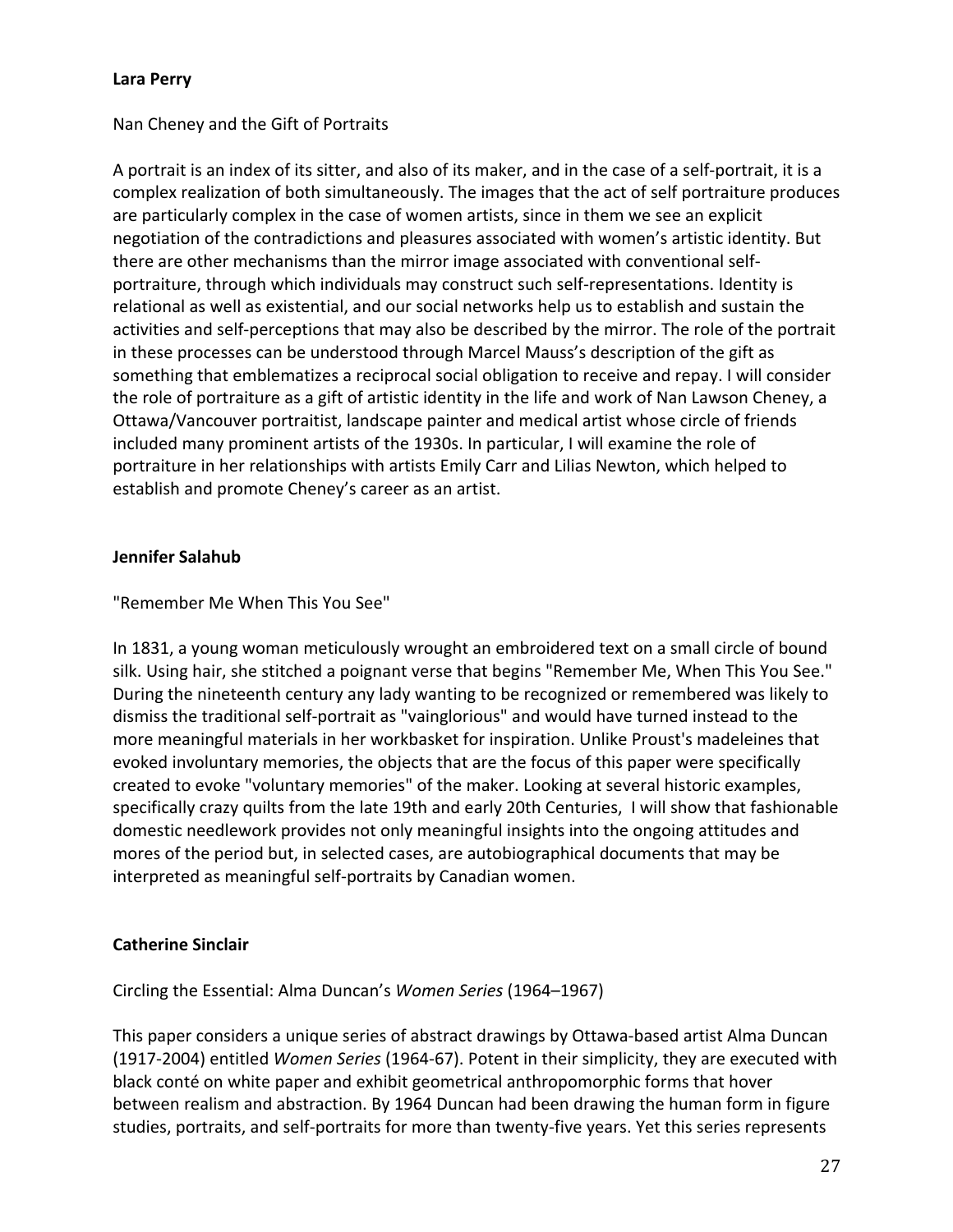**Lara Perry**

Nan Cheney and the Gift of Portraits

A portrait is an index of its sitter, and also of its maker, and in the case of a self-portrait, it is a complex realization of both simultaneously. The images that the act of self portraiture produces are particularly complex in the case of women artists, since in them we see an explicit negotiation of the contradictions and pleasures associated with women's artistic identity. But there are other mechanisms than the mirror image associated with conventional self-portraiture, through which individuals may construct such self-representations. Identity is relational as well as existential, and our social networks help us to establish and sustain the activities and self-perceptions that may also be described by the mirror. The role of the portrait in these processes can be understood through Marcel Mauss's description of the gift as something that emblematizes a reciprocal social obligation to receive and repay. I will consider the role of portraiture as a gift of artistic identity in the life and work of Nan Lawson Cheney, a Ottawa/Vancouver portraitist, landscape painter and medical artist whose circle of friends included many prominent artists of the 1930s. In particular, I will examine the role of portraiture in her relationships with artists Emily Carr and Lilias Newton, which helped to establish and promote Cheney's career as an artist.

**Jennifer Salahub**

"Remember Me When This You See"

In 1831, a young woman meticulously wrought an embroidered text on a small circle of bound silk. Using hair, she stitched a poignant verse that begins "Remember Me, When This You See." During the nineteenth century any lady wanting to be recognized or remembered was likely to dismiss the traditional self-portrait as "vainglorious" and would have turned instead to the more meaningful materials in her workbasket for inspiration. Unlike Proust's madeleines that evoked involuntary memories, the objects that are the focus of this paper were specifically created to evoke "voluntary memories" of the maker. Looking at several historic examples, specifically crazy quilts from the late 19th and early 20th Centuries, I will show that fashionable domestic needlework provides not only meaningful insights into the ongoing attitudes and mores of the period but, in selected cases, are autobiographical documents that may be interpreted as meaningful self-portraits by Canadian women.

**Catherine Sinclair**

Circling the Essential: Alma Duncan's *Women Series* (1964–1967)

This paper considers a unique series of abstract drawings by Ottawa-based artist Alma Duncan (1917-2004) entitled *Women Series* (1964-67). Potent in their simplicity, they are executed with black conté on white paper and exhibit geometrical anthropomorphic forms that hover between realism and abstraction. By 1964 Duncan had been drawing the human form in figure studies, portraits, and self-portraits for more than twenty-five years. Yet this series represents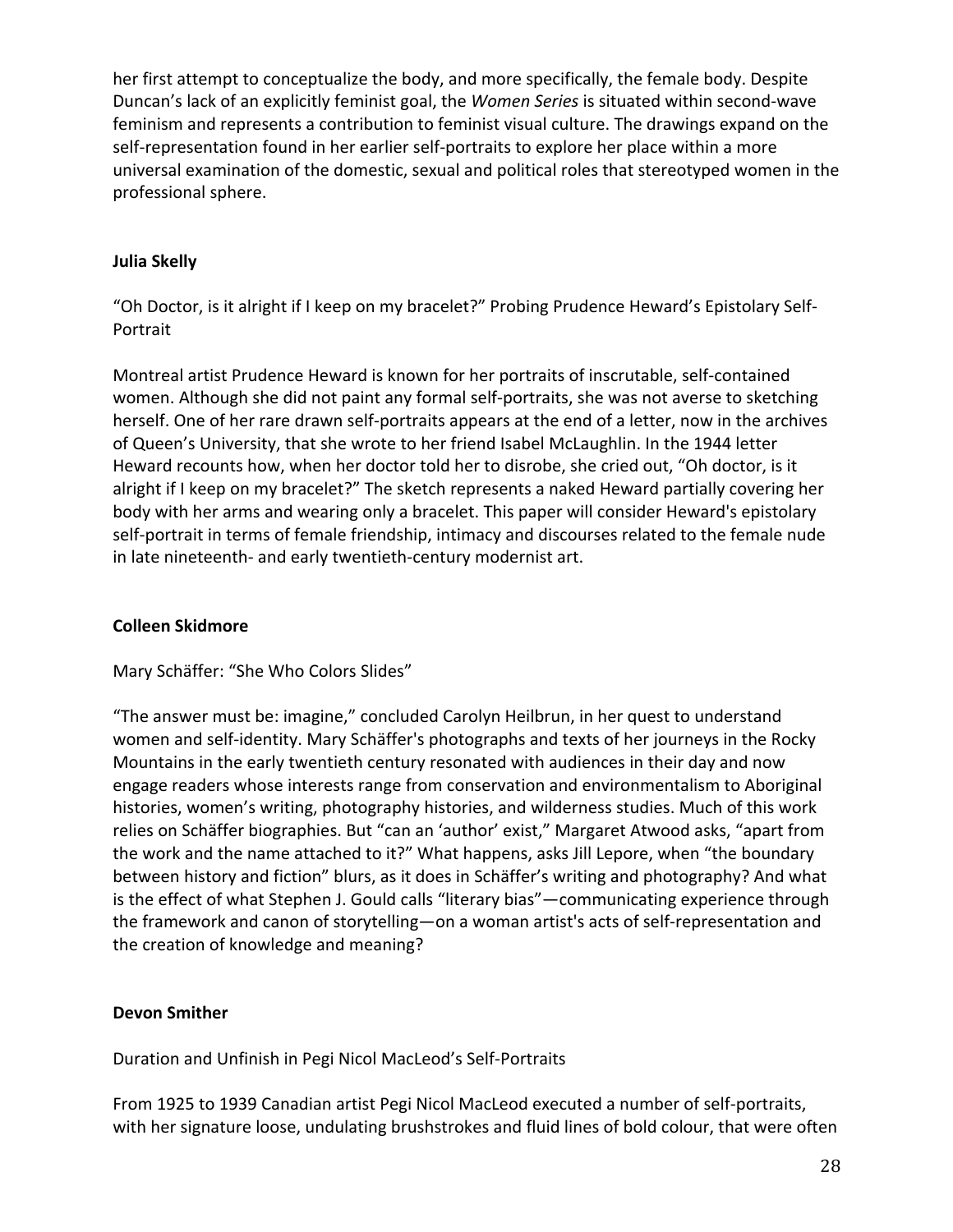her first attempt to conceptualize the body, and more specifically, the female body. Despite Duncan's lack of an explicitly feminist goal, the *Women Series* is situated within second-wave feminism and represents a contribution to feminist visual culture. The drawings expand on the self-representation found in her earlier self-portraits to explore her place within a more universal examination of the domestic, sexual and political roles that stereotyped women in the professional sphere.

**Julia Skelly**

"Oh Doctor, is it alright if I keep on my bracelet?" Probing Prudence Heward's Epistolary Self-Portrait

Montreal artist Prudence Heward is known for her portraits of inscrutable, self-contained women. Although she did not paint any formal self-portraits, she was not averse to sketching herself. One of her rare drawn self-portraits appears at the end of a letter, now in the archives of Queen's University, that she wrote to her friend Isabel McLaughlin. In the 1944 letter Heward recounts how, when her doctor told her to disrobe, she cried out, "Oh doctor, is it alright if I keep on my bracelet?" The sketch represents a naked Heward partially covering her body with her arms and wearing only a bracelet. This paper will consider Heward's epistolary self-portrait in terms of female friendship, intimacy and discourses related to the female nude in late nineteenth- and early twentieth-century modernist art.

**Colleen Skidmore**

Mary Schäffer: "She Who Colors Slides"

"The answer must be: imagine," concluded Carolyn Heilbrun, in her quest to understand women and self-identity. Mary Schäffer's photographs and texts of her journeys in the Rocky Mountains in the early twentieth century resonated with audiences in their day and now engage readers whose interests range from conservation and environmentalism to Aboriginal histories, women's writing, photography histories, and wilderness studies. Much of this work relies on Schäffer biographies. But "can an 'author' exist," Margaret Atwood asks, "apart from the work and the name attached to it?" What happens, asks Jill Lepore, when "the boundary between history and fiction" blurs, as it does in Schäffer's writing and photography? And what is the effect of what Stephen J. Gould calls "literary bias"—communicating experience through the framework and canon of storytelling—on a woman artist's acts of self-representation and the creation of knowledge and meaning?

**Devon Smither**

Duration and Unfinish in Pegi Nicol MacLeod's Self-Portraits

From 1925 to 1939 Canadian artist Pegi Nicol MacLeod executed a number of self-portraits, with her signature loose, undulating brushstrokes and fluid lines of bold colour, that were often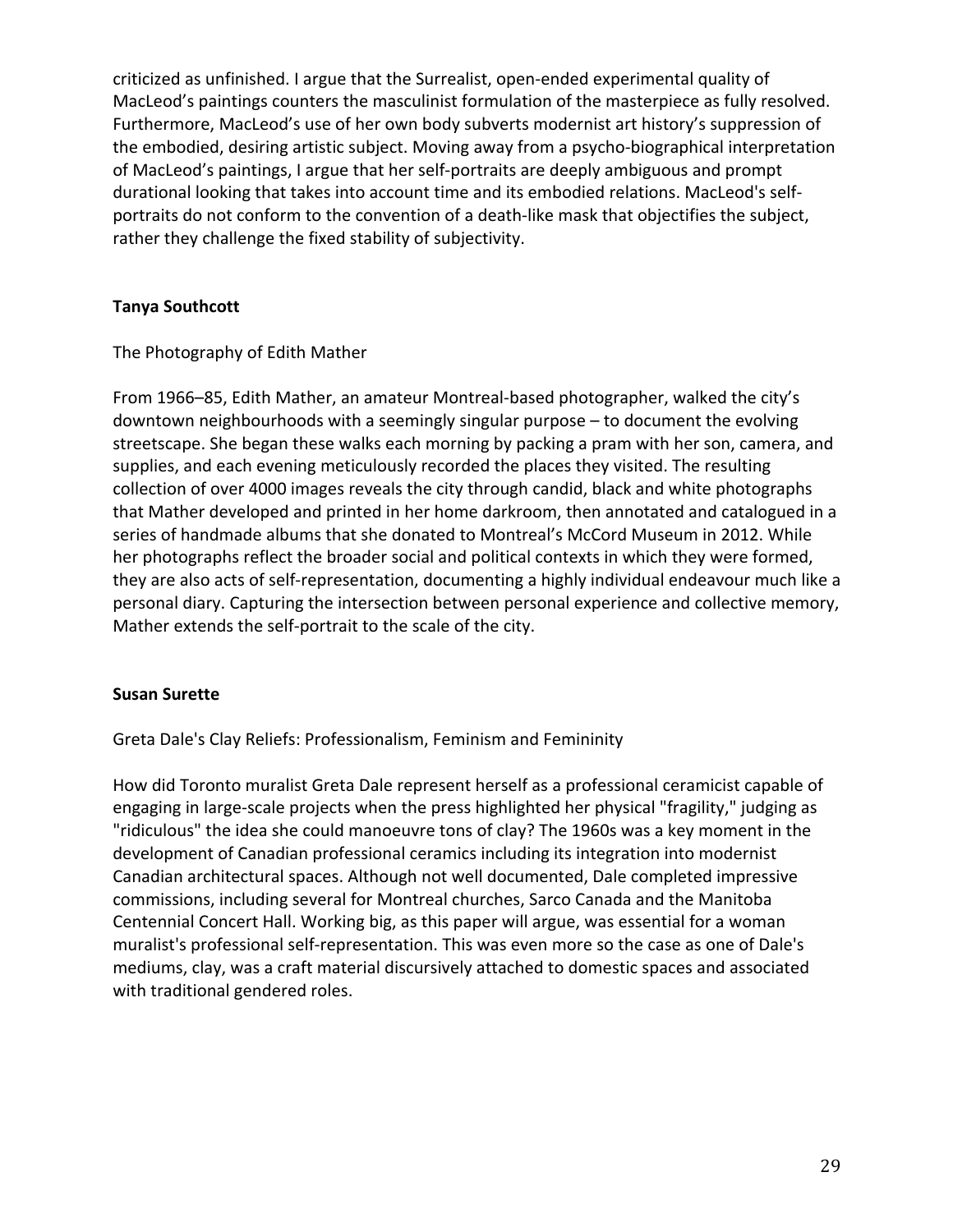criticized as unfinished. I argue that the Surrealist, open-ended experimental quality of MacLeod's paintings counters the masculinist formulation of the masterpiece as fully resolved. Furthermore, MacLeod's use of her own body subverts modernist art history's suppression of the embodied, desiring artistic subject. Moving away from a psycho-biographical interpretation of MacLeod's paintings, I argue that her self-portraits are deeply ambiguous and prompt durational looking that takes into account time and its embodied relations. MacLeod's self-portraits do not conform to the convention of a death-like mask that objectifies the subject, rather they challenge the fixed stability of subjectivity.

**Tanya Southcott**

The Photography of Edith Mather

From 1966–85, Edith Mather, an amateur Montreal-based photographer, walked the city's downtown neighbourhoods with a seemingly singular purpose – to document the evolving streetscape. She began these walks each morning by packing a pram with her son, camera, and supplies, and each evening meticulously recorded the places they visited. The resulting collection of over 4000 images reveals the city through candid, black and white photographs that Mather developed and printed in her home darkroom, then annotated and catalogued in a series of handmade albums that she donated to Montreal's McCord Museum in 2012. While her photographs reflect the broader social and political contexts in which they were formed, they are also acts of self-representation, documenting a highly individual endeavour much like a personal diary. Capturing the intersection between personal experience and collective memory, Mather extends the self-portrait to the scale of the city.

**Susan Surette**

Greta Dale's Clay Reliefs: Professionalism, Feminism and Femininity

How did Toronto muralist Greta Dale represent herself as a professional ceramicist capable of engaging in large-scale projects when the press highlighted her physical "fragility," judging as "ridiculous" the idea she could manoeuvre tons of clay? The 1960s was a key moment in the development of Canadian professional ceramics including its integration into modernist Canadian architectural spaces. Although not well documented, Dale completed impressive commissions, including several for Montreal churches, Sarco Canada and the Manitoba Centennial Concert Hall. Working big, as this paper will argue, was essential for a woman muralist's professional self-representation. This was even more so the case as one of Dale's mediums, clay, was a craft material discursively attached to domestic spaces and associated with traditional gendered roles.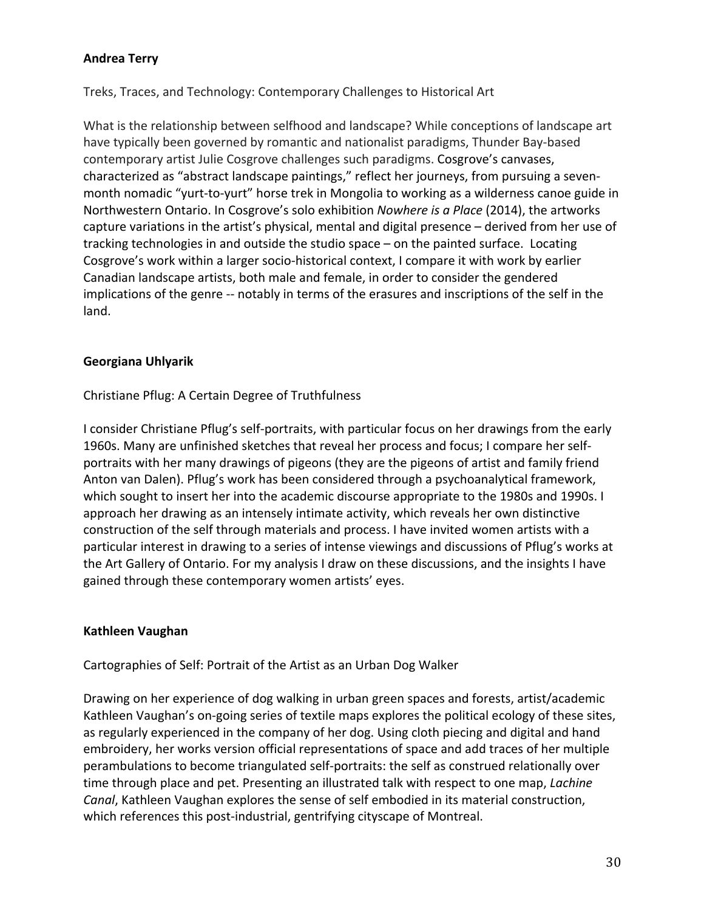**Andrea Terry**

Treks, Traces, and Technology: Contemporary Challenges to Historical Art

What is the relationship between selfhood and landscape? While conceptions of landscape art have typically been governed by romantic and nationalist paradigms, Thunder Bay-based contemporary artist Julie Cosgrove challenges such paradigms. Cosgrove's canvases, characterized as "abstract landscape paintings," reflect her journeys, from pursuing a seven-month nomadic "yurt-to-yurt" horse trek in Mongolia to working as a wilderness canoe guide in Northwestern Ontario. In Cosgrove's solo exhibition *Nowhere is a Place* (2014), the artworks capture variations in the artist's physical, mental and digital presence – derived from her use of tracking technologies in and outside the studio space – on the painted surface. Locating Cosgrove's work within a larger socio-historical context, I compare it with work by earlier Canadian landscape artists, both male and female, in order to consider the gendered implications of the genre -- notably in terms of the erasures and inscriptions of the self in the land.

**Georgiana Uhlyarik**

Christiane Pflug: A Certain Degree of Truthfulness

I consider Christiane Pflug's self-portraits, with particular focus on her drawings from the early 1960s. Many are unfinished sketches that reveal her process and focus; I compare her self-portraits with her many drawings of pigeons (they are the pigeons of artist and family friend Anton van Dalen). Pflug's work has been considered through a psychoanalytical framework, which sought to insert her into the academic discourse appropriate to the 1980s and 1990s. I approach her drawing as an intensely intimate activity, which reveals her own distinctive construction of the self through materials and process. I have invited women artists with a particular interest in drawing to a series of intense viewings and discussions of Pflug's works at the Art Gallery of Ontario. For my analysis I draw on these discussions, and the insights I have gained through these contemporary women artists' eyes.

**Kathleen Vaughan**

Cartographies of Self: Portrait of the Artist as an Urban Dog Walker

Drawing on her experience of dog walking in urban green spaces and forests, artist/academic Kathleen Vaughan's on-going series of textile maps explores the political ecology of these sites, as regularly experienced in the company of her dog. Using cloth piecing and digital and hand embroidery, her works version official representations of space and add traces of her multiple perambulations to become triangulated self-portraits: the self as construed relationally over time through place and pet. Presenting an illustrated talk with respect to one map, *Lachine Canal*, Kathleen Vaughan explores the sense of self embodied in its material construction, which references this post-industrial, gentrifying cityscape of Montreal.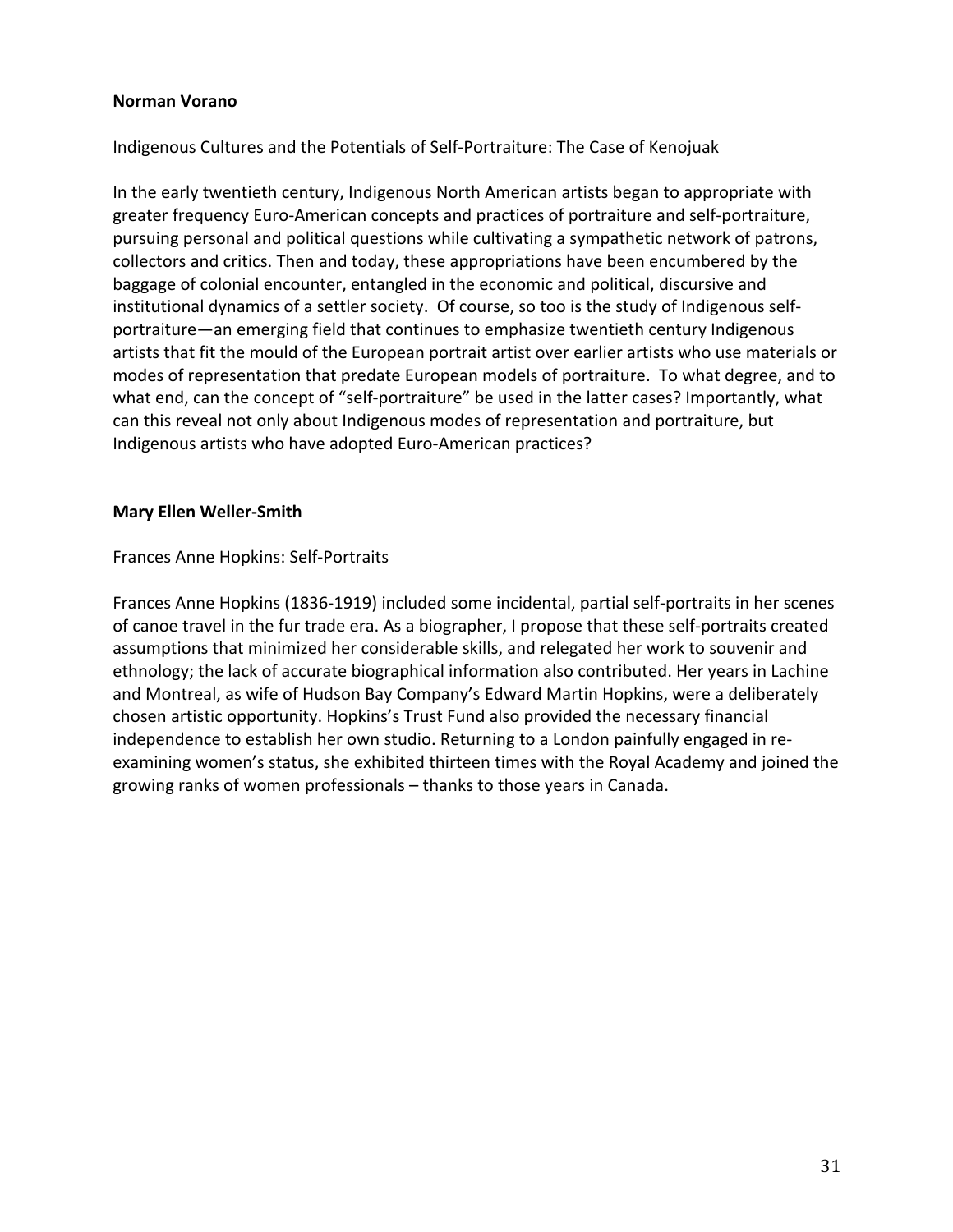**Norman Vorano**

Indigenous Cultures and the Potentials of Self-Portraiture: The Case of Kenojuak

In the early twentieth century, Indigenous North American artists began to appropriate with greater frequency Euro-American concepts and practices of portraiture and self-portraiture, pursuing personal and political questions while cultivating a sympathetic network of patrons, collectors and critics. Then and today, these appropriations have been encumbered by the baggage of colonial encounter, entangled in the economic and political, discursive and institutional dynamics of a settler society. Of course, so too is the study of Indigenous self-portraiture—an emerging field that continues to emphasize twentieth century Indigenous artists that fit the mould of the European portrait artist over earlier artists who use materials or modes of representation that predate European models of portraiture. To what degree, and to what end, can the concept of "self-portraiture" be used in the latter cases? Importantly, what can this reveal not only about Indigenous modes of representation and portraiture, but Indigenous artists who have adopted Euro-American practices?

**Mary Ellen Weller-Smith**

Frances Anne Hopkins: Self-Portraits

Frances Anne Hopkins (1836-1919) included some incidental, partial self-portraits in her scenes of canoe travel in the fur trade era. As a biographer, I propose that these self-portraits created assumptions that minimized her considerable skills, and relegated her work to souvenir and ethnology; the lack of accurate biographical information also contributed. Her years in Lachine and Montreal, as wife of Hudson Bay Company's Edward Martin Hopkins, were a deliberately chosen artistic opportunity. Hopkins's Trust Fund also provided the necessary financial independence to establish her own studio. Returning to a London painfully engaged in re-examining women's status, she exhibited thirteen times with the Royal Academy and joined the growing ranks of women professionals – thanks to those years in Canada.